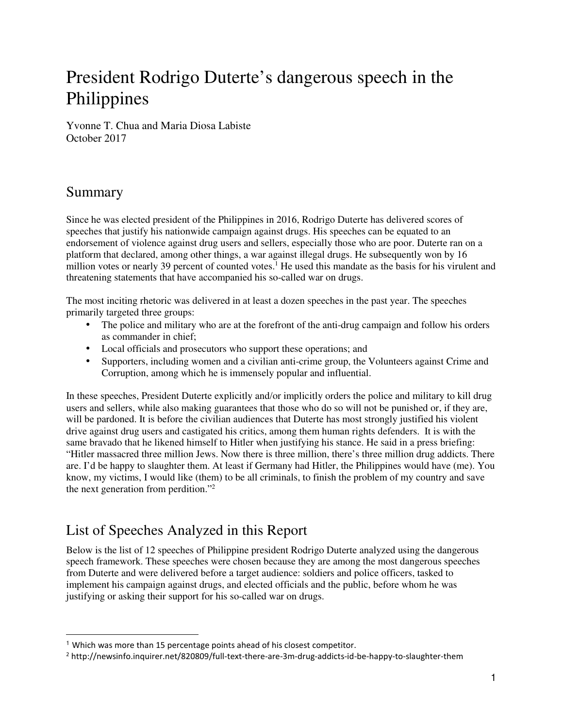# President Rodrigo Duterte's dangerous speech in the Philippines

Yvonne T. Chua and Maria Diosa Labiste
October 2017

## Summary

Since he was elected president of the Philippines in 2016, Rodrigo Duterte has delivered scores of speeches that justify his nationwide campaign against drugs. His speeches can be equated to an endorsement of violence against drug users and sellers, especially those who are poor. Duterte ran on a platform that declared, among other things, a war against illegal drugs. He subsequently won by 16 million votes or nearly 39 percent of counted votes.[1] He used this mandate as the basis for his virulent and threatening statements that have accompanied his so-called war on drugs.

The most inciting rhetoric was delivered in at least a dozen speeches in the past year. The speeches primarily targeted three groups:

- The police and military who are at the forefront of the anti-drug campaign and follow his orders as commander in chief;
- Local officials and prosecutors who support these operations; and
- Supporters, including women and a civilian anti-crime group, the Volunteers against Crime and Corruption, among which he is immensely popular and influential.

In these speeches, President Duterte explicitly and/or implicitly orders the police and military to kill drug users and sellers, while also making guarantees that those who do so will not be punished or, if they are, will be pardoned. It is before the civilian audiences that Duterte has most strongly justified his violent drive against drug users and castigated his critics, among them human rights defenders. It is with the same bravado that he likened himself to Hitler when justifying his stance. He said in a press briefing: "Hitler massacred three million Jews. Now there is three million, there's three million drug addicts. There are. I'd be happy to slaughter them. At least if Germany had Hitler, the Philippines would have (me). You know, my victims, I would like (them) to be all criminals, to finish the problem of my country and save the next generation from perdition."[2]

## List of Speeches Analyzed in this Report

Below is the list of 12 speeches of Philippine president Rodrigo Duterte analyzed using the dangerous speech framework. These speeches were chosen because they are among the most dangerous speeches from Duterte and were delivered before a target audience: soldiers and police officers, tasked to implement his campaign against drugs, and elected officials and the public, before whom he was justifying or asking their support for his so-called war on drugs.

---

[1] Which was more than 15 percentage points ahead of his closest competitor.

[2] http://newsinfo.inquirer.net/820809/full-text-there-are-3m-drug-addicts-id-be-happy-to-slaughter-them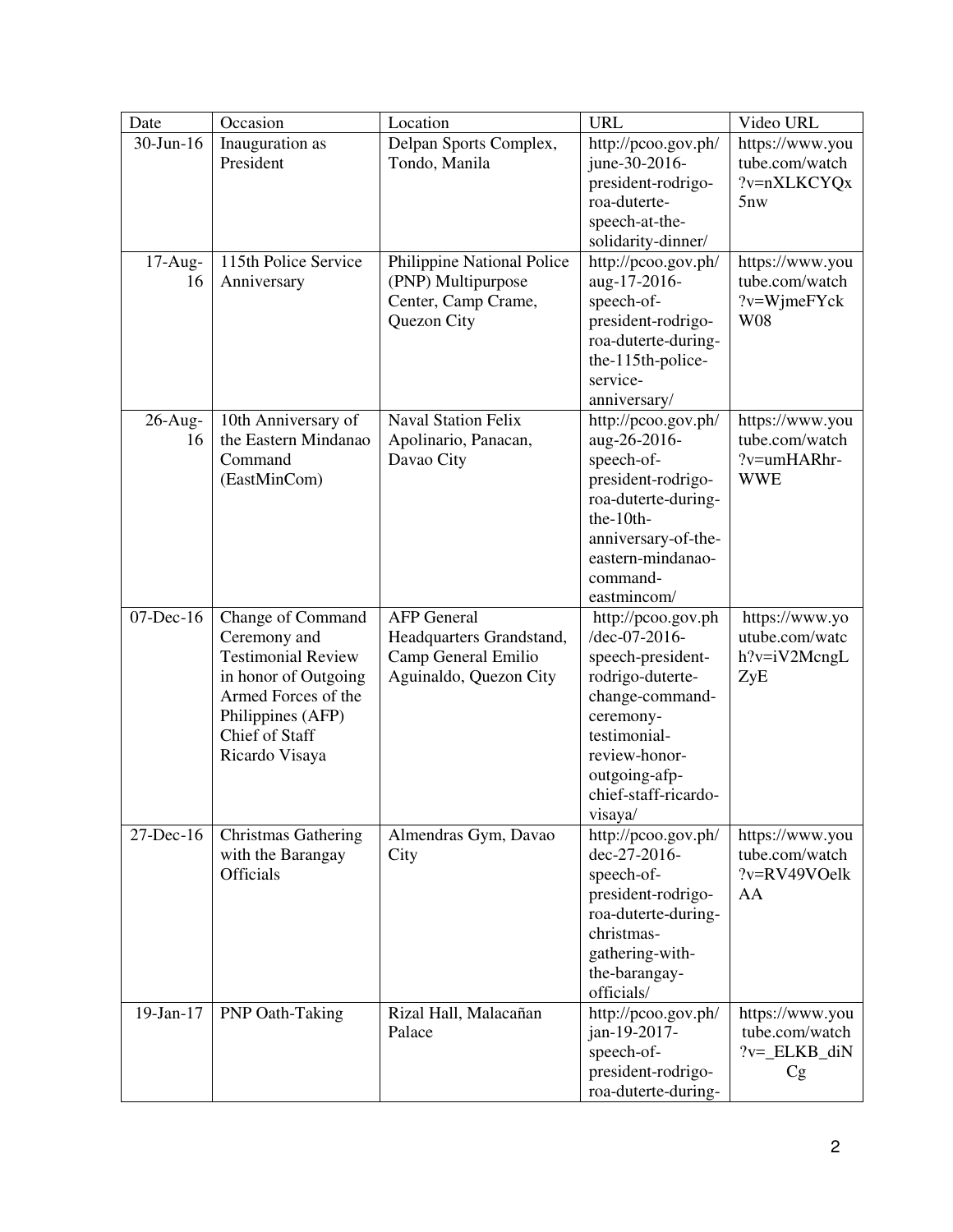| Date | Occasion | Location | URL | Video URL |
| --- | --- | --- | --- | --- |
| 30-Jun-16 | Inauguration as President | Delpan Sports Complex, Tondo, Manila | http://pcoo.gov.ph/june-30-2016-president-rodrigo-roa-duterte-speech-at-the-solidarity-dinner/ | https://www.youtube.com/watch?v=nXLKCYQx5nw |
| 17-Aug-16 | 115th Police Service Anniversary | Philippine National Police (PNP) Multipurpose Center, Camp Crame, Quezon City | http://pcoo.gov.ph/aug-17-2016-speech-of-president-rodrigo-roa-duterte-during-the-115th-police-service-anniversary/ | https://www.youtube.com/watch?v=WjmeFYckW08 |
| 26-Aug-16 | 10th Anniversary of the Eastern Mindanao Command (EastMinCom) | Naval Station Felix Apolinario, Panacan, Davao City | http://pcoo.gov.ph/aug-26-2016-speech-of-president-rodrigo-roa-duterte-during-the-10th-anniversary-of-the-eastern-mindanao-command-eastmincom/ | https://www.youtube.com/watch?v=umHARhr-WWE |
| 07-Dec-16 | Change of Command Ceremony and Testimonial Review in honor of Outgoing Armed Forces of the Philippines (AFP) Chief of Staff Ricardo Visaya | AFP General Headquarters Grandstand, Camp General Emilio Aguinaldo, Quezon City | http://pcoo.gov.ph/dec-07-2016-speech-president-rodrigo-duterte-change-command-ceremony-testimonial-review-honor-outgoing-afp-chief-staff-ricardo-visaya/ | https://www.youtube.com/watch?v=iV2McngLZyE |
| 27-Dec-16 | Christmas Gathering with the Barangay Officials | Almendras Gym, Davao City | http://pcoo.gov.ph/dec-27-2016-speech-of-president-rodrigo-roa-duterte-during-christmas-gathering-with-the-barangay-officials/ | https://www.youtube.com/watch?v=RV49VOelkAA |
| 19-Jan-17 | PNP Oath-Taking | Rizal Hall, Malacañan Palace | http://pcoo.gov.ph/jan-19-2017-speech-of-president-rodrigo-roa-duterte-during- | https://www.youtube.com/watch?v=_ELKB_diNCg |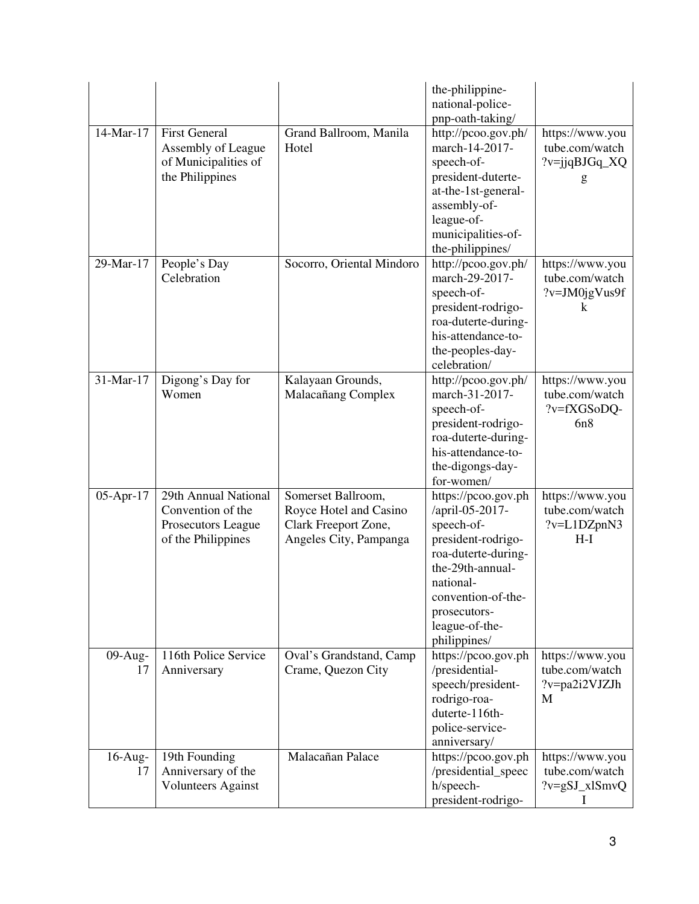| | | | the-philippine-national-police-pnp-oath-taking/ | |
|---|---|---|---|---|
| 14-Mar-17 | First General Assembly of League of Municipalities of the Philippines | Grand Ballroom, Manila Hotel | http://pcoo.gov.ph/march-14-2017-speech-of-president-duterte-at-the-1st-general-assembly-of-league-of-municipalities-of-the-philippines/ | https://www.youtube.com/watch?v=jjqBJGq_XQg |
| 29-Mar-17 | People's Day Celebration | Socorro, Oriental Mindoro | http://pcoo.gov.ph/march-29-2017-speech-of-president-rodrigo-roa-duterte-during-his-attendance-to-the-peoples-day-celebration/ | https://www.youtube.com/watch?v=JM0jgVus9fk |
| 31-Mar-17 | Digong's Day for Women | Kalayaan Grounds, Malacañang Complex | http://pcoo.gov.ph/march-31-2017-speech-of-president-rodrigo-roa-duterte-during-his-attendance-to-the-digongs-day-for-women/ | https://www.youtube.com/watch?v=fXGSoDQ-6n8 |
| 05-Apr-17 | 29th Annual National Convention of the Prosecutors League of the Philippines | Somerset Ballroom, Royce Hotel and Casino Clark Freeport Zone, Angeles City, Pampanga | https://pcoo.gov.ph/april-05-2017-speech-of-president-rodrigo-roa-duterte-during-the-29th-annual-national-convention-of-the-prosecutors-league-of-the-philippines/ | https://www.youtube.com/watch?v=L1DZpnN3H-I |
| 09-Aug-17 | 116th Police Service Anniversary | Oval's Grandstand, Camp Crame, Quezon City | https://pcoo.gov.ph/presidential-speech/president-rodrigo-roa-duterte-116th-police-service-anniversary/ | https://www.youtube.com/watch?v=pa2i2VJZJhM |
| 16-Aug-17 | 19th Founding Anniversary of the Volunteers Against | Malacañan Palace | https://pcoo.gov.ph/presidential_speech/speech-president-rodrigo- | https://www.youtube.com/watch?v=gSJ_xlSmvQI |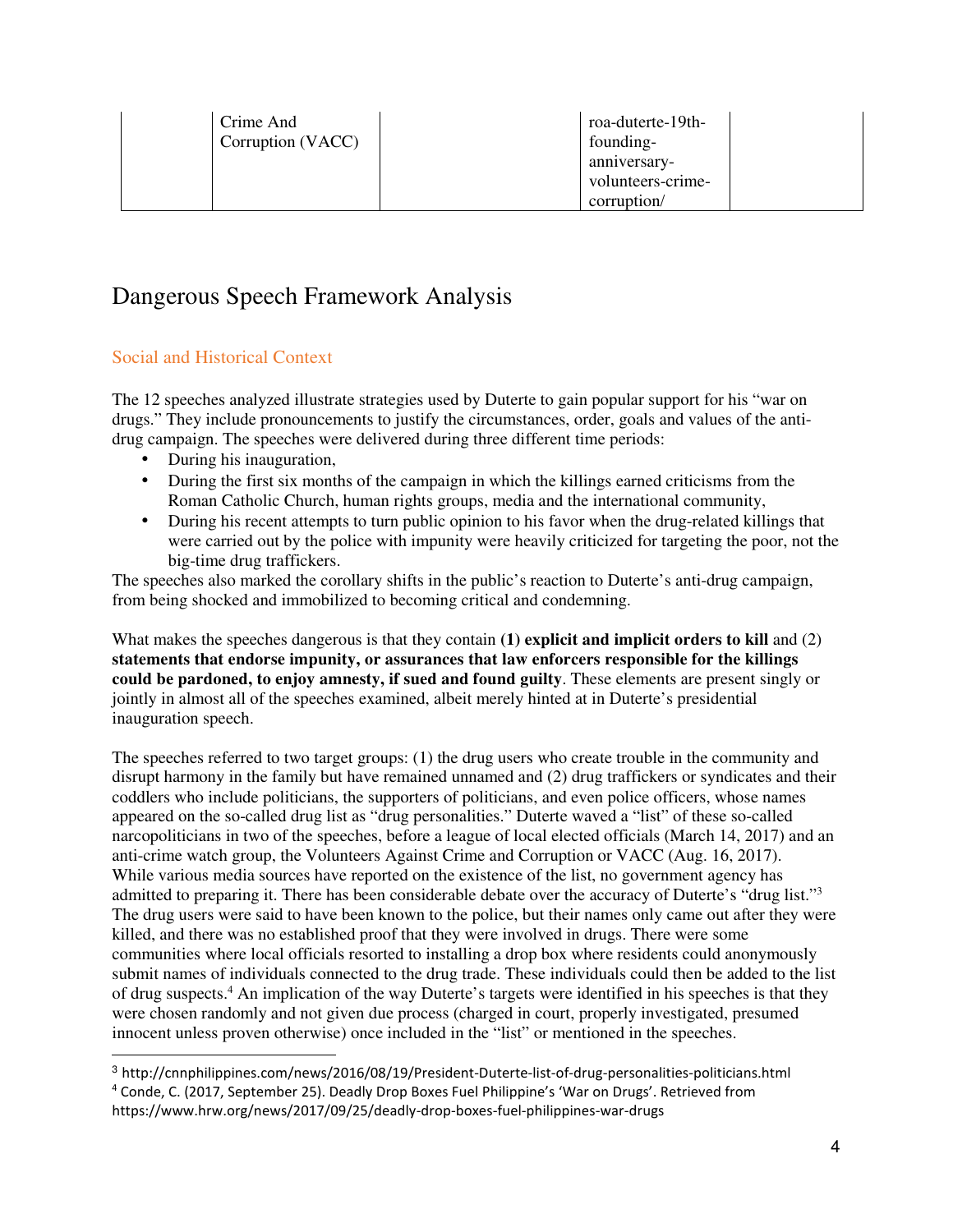|  | Crime And Corruption (VACC) |  | roa-duterte-19th-founding-anniversary-volunteers-crime-corruption/ |  |
|---|---|---|---|---|

## Dangerous Speech Framework Analysis

### Social and Historical Context

The 12 speeches analyzed illustrate strategies used by Duterte to gain popular support for his "war on drugs." They include pronouncements to justify the circumstances, order, goals and values of the anti-drug campaign. The speeches were delivered during three different time periods:

- During his inauguration,
- During the first six months of the campaign in which the killings earned criticisms from the Roman Catholic Church, human rights groups, media and the international community,
- During his recent attempts to turn public opinion to his favor when the drug-related killings that were carried out by the police with impunity were heavily criticized for targeting the poor, not the big-time drug traffickers.

The speeches also marked the corollary shifts in the public's reaction to Duterte's anti-drug campaign, from being shocked and immobilized to becoming critical and condemning.

What makes the speeches dangerous is that they contain **(1) explicit and implicit orders to kill** and (2) **statements that endorse impunity, or assurances that law enforcers responsible for the killings could be pardoned, to enjoy amnesty, if sued and found guilty**. These elements are present singly or jointly in almost all of the speeches examined, albeit merely hinted at in Duterte's presidential inauguration speech.

The speeches referred to two target groups: (1) the drug users who create trouble in the community and disrupt harmony in the family but have remained unnamed and (2) drug traffickers or syndicates and their coddlers who include politicians, the supporters of politicians, and even police officers, whose names appeared on the so-called drug list as "drug personalities." Duterte waved a "list" of these so-called narcopoliticians in two of the speeches, before a league of local elected officials (March 14, 2017) and an anti-crime watch group, the Volunteers Against Crime and Corruption or VACC (Aug. 16, 2017). While various media sources have reported on the existence of the list, no government agency has admitted to preparing it. There has been considerable debate over the accuracy of Duterte's "drug list."[3] The drug users were said to have been known to the police, but their names only came out after they were killed, and there was no established proof that they were involved in drugs. There were some communities where local officials resorted to installing a drop box where residents could anonymously submit names of individuals connected to the drug trade. These individuals could then be added to the list of drug suspects.[4] An implication of the way Duterte's targets were identified in his speeches is that they were chosen randomly and not given due process (charged in court, properly investigated, presumed innocent unless proven otherwise) once included in the "list" or mentioned in the speeches.

---

[3] http://cnnphilippines.com/news/2016/08/19/President-Duterte-list-of-drug-personalities-politicians.html

[4] Conde, C. (2017, September 25). Deadly Drop Boxes Fuel Philippine's 'War on Drugs'. Retrieved from https://www.hrw.org/news/2017/09/25/deadly-drop-boxes-fuel-philippine-war-drugs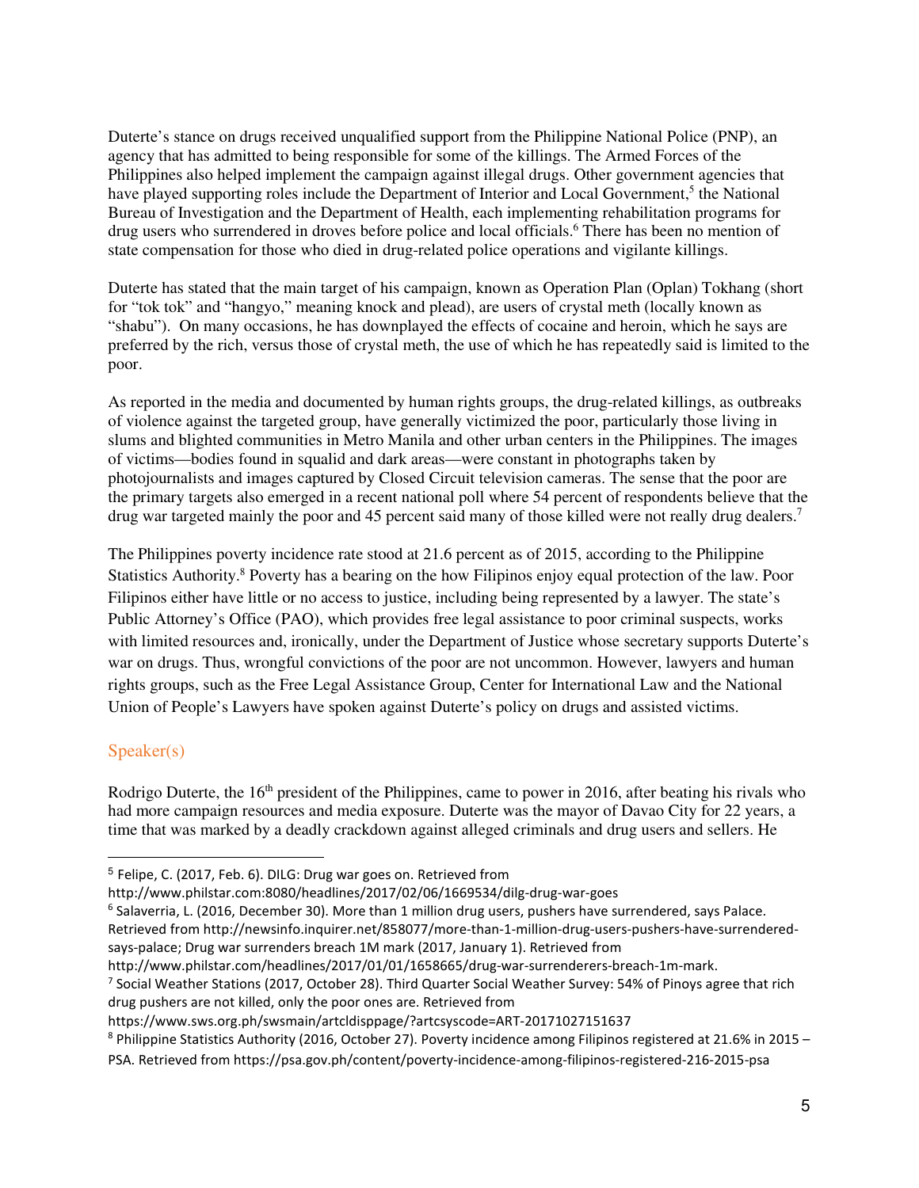Duterte's stance on drugs received unqualified support from the Philippine National Police (PNP), an agency that has admitted to being responsible for some of the killings. The Armed Forces of the Philippines also helped implement the campaign against illegal drugs. Other government agencies that have played supporting roles include the Department of Interior and Local Government,[5] the National Bureau of Investigation and the Department of Health, each implementing rehabilitation programs for drug users who surrendered in droves before police and local officials.[6] There has been no mention of state compensation for those who died in drug-related police operations and vigilante killings.

Duterte has stated that the main target of his campaign, known as Operation Plan (Oplan) Tokhang (short for "tok tok" and "hangyo," meaning knock and plead), are users of crystal meth (locally known as "shabu"). On many occasions, he has downplayed the effects of cocaine and heroin, which he says are preferred by the rich, versus those of crystal meth, the use of which he has repeatedly said is limited to the poor.

As reported in the media and documented by human rights groups, the drug-related killings, as outbreaks of violence against the targeted group, have generally victimized the poor, particularly those living in slums and blighted communities in Metro Manila and other urban centers in the Philippines. The images of victims—bodies found in squalid and dark areas—were constant in photographs taken by photojournalists and images captured by Closed Circuit television cameras. The sense that the poor are the primary targets also emerged in a recent national poll where 54 percent of respondents believe that the drug war targeted mainly the poor and 45 percent said many of those killed were not really drug dealers.[7]

The Philippines poverty incidence rate stood at 21.6 percent as of 2015, according to the Philippine Statistics Authority.[8] Poverty has a bearing on the how Filipinos enjoy equal protection of the law. Poor Filipinos either have little or no access to justice, including being represented by a lawyer. The state's Public Attorney's Office (PAO), which provides free legal assistance to poor criminal suspects, works with limited resources and, ironically, under the Department of Justice whose secretary supports Duterte's war on drugs. Thus, wrongful convictions of the poor are not uncommon. However, lawyers and human rights groups, such as the Free Legal Assistance Group, Center for International Law and the National Union of People's Lawyers have spoken against Duterte's policy on drugs and assisted victims.

## Speaker(s)

Rodrigo Duterte, the 16th president of the Philippines, came to power in 2016, after beating his rivals who had more campaign resources and media exposure. Duterte was the mayor of Davao City for 22 years, a time that was marked by a deadly crackdown against alleged criminals and drug users and sellers. He

---

[5] Felipe, C. (2017, Feb. 6). DILG: Drug war goes on. Retrieved from http://www.philstar.com:8080/headlines/2017/02/06/1669534/dilg-drug-war-goes

[6] Salaverria, L. (2016, December 30). More than 1 million drug users, pushers have surrendered, says Palace. Retrieved from http://newsinfo.inquirer.net/858077/more-than-1-million-drug-users-pushers-have-surrendered-says-palace; Drug war surrenders breach 1M mark (2017, January 1). Retrieved from http://www.philstar.com/headlines/2017/01/01/1658665/drug-war-surrenderers-breach-1m-mark.

[7] Social Weather Stations (2017, October 28). Third Quarter Social Weather Survey: 54% of Pinoys agree that rich drug pushers are not killed, only the poor ones are. Retrieved from https://www.sws.org.ph/swsmain/artcldisppage/?artcsyscode=ART-20171027151637

[8] Philippine Statistics Authority (2016, October 27). Poverty incidence among Filipinos registered at 21.6% in 2015 – PSA. Retrieved from https://psa.gov.ph/content/poverty-incidence-among-filipinos-registered-216-2015-psa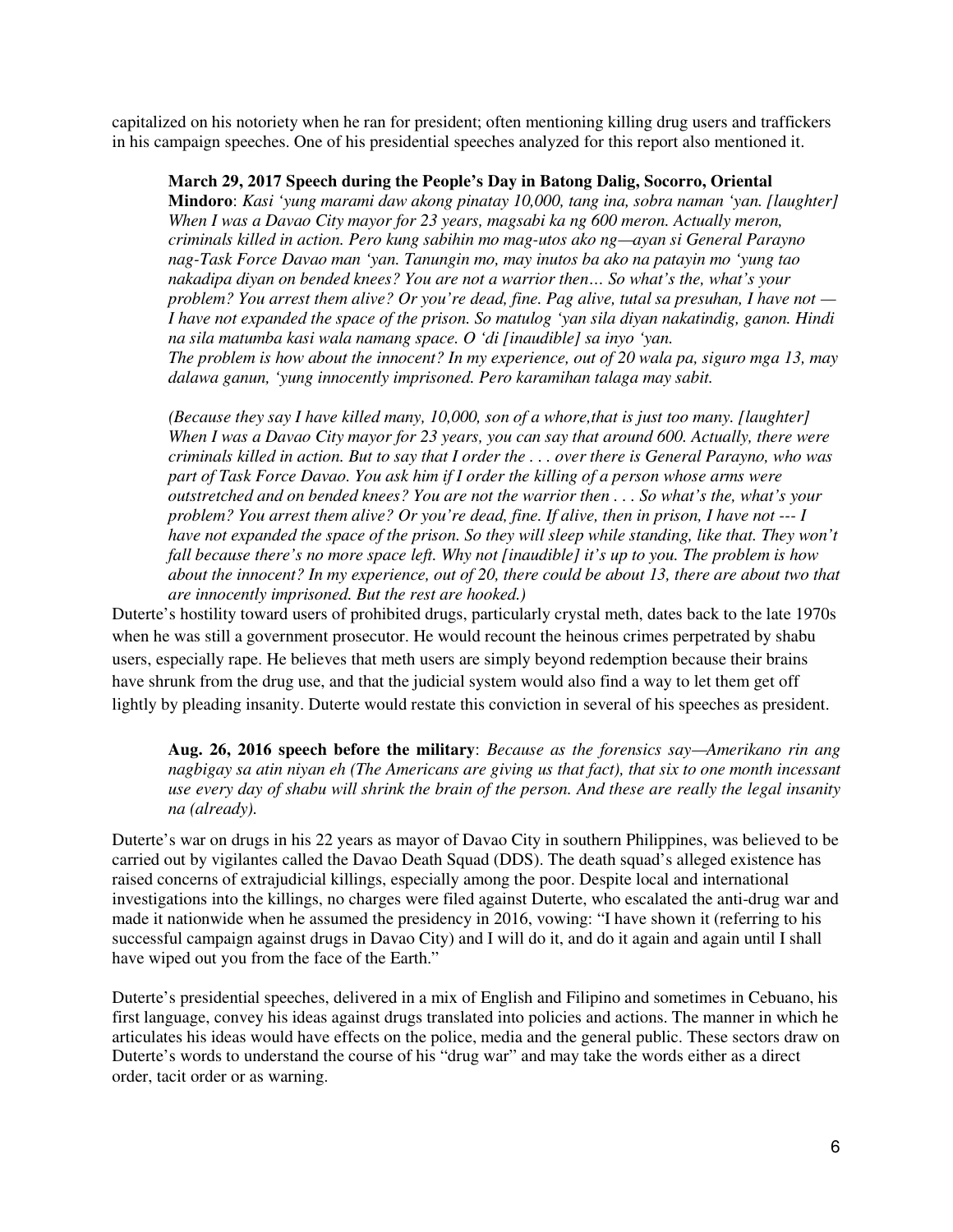capitalized on his notoriety when he ran for president; often mentioning killing drug users and traffickers in his campaign speeches. One of his presidential speeches analyzed for this report also mentioned it.

> **March 29, 2017 Speech during the People's Day in Batong Dalig, Socorro, Oriental Mindoro**: *Kasi 'yung marami daw akong pinatay 10,000, tang ina, sobra naman 'yan. [laughter] When I was a Davao City mayor for 23 years, magsabi ka ng 600 meron. Actually meron, criminals killed in action. Pero kung sabihin mo mag-utos ako ng—ayan si General Parayno nag-Task Force Davao man 'yan. Tanungin mo, may inutos ba ako na patayin mo 'yung tao nakadipa diyan on bended knees? You are not a warrior then… So what's the, what's your problem? You arrest them alive? Or you're dead, fine. Pag alive, tutal sa presuhan, I have not — I have not expanded the space of the prison. So matulog 'yan sila diyan nakatindig, ganon. Hindi na sila matumba kasi wala namang space. O 'di [inaudible] sa inyo 'yan.*
> *The problem is how about the innocent? In my experience, out of 20 wala pa, siguro mga 13, may dalawa ganun, 'yung innocently imprisoned. Pero karamihan talaga may sabit.*
>
> *(Because they say I have killed many, 10,000, son of a whore,that is just too many. [laughter] When I was a Davao City mayor for 23 years, you can say that around 600. Actually, there were criminals killed in action. But to say that I order the . . . over there is General Parayno, who was part of Task Force Davao. You ask him if I order the killing of a person whose arms were outstretched and on bended knees? You are not the warrior then . . . So what's the, what's your problem? You arrest them alive? Or you're dead, fine. If alive, then in prison, I have not --- I have not expanded the space of the prison. So they will sleep while standing, like that. They won't fall because there's no more space left. Why not [inaudible] it's up to you. The problem is how about the innocent? In my experience, out of 20, there could be about 13, there are about two that are innocently imprisoned. But the rest are hooked.)*

Duterte's hostility toward users of prohibited drugs, particularly crystal meth, dates back to the late 1970s when he was still a government prosecutor. He would recount the heinous crimes perpetrated by shabu users, especially rape. He believes that meth users are simply beyond redemption because their brains have shrunk from the drug use, and that the judicial system would also find a way to let them get off lightly by pleading insanity. Duterte would restate this conviction in several of his speeches as president.

> **Aug. 26, 2016 speech before the military**: *Because as the forensics say—Amerikano rin ang nagbigay sa atin niyan eh (The Americans are giving us that fact), that six to one month incessant use every day of shabu will shrink the brain of the person. And these are really the legal insanity na (already).*

Duterte's war on drugs in his 22 years as mayor of Davao City in southern Philippines, was believed to be carried out by vigilantes called the Davao Death Squad (DDS). The death squad's alleged existence has raised concerns of extrajudicial killings, especially among the poor. Despite local and international investigations into the killings, no charges were filed against Duterte, who escalated the anti-drug war and made it nationwide when he assumed the presidency in 2016, vowing: "I have shown it (referring to his successful campaign against drugs in Davao City) and I will do it, and do it again and again until I shall have wiped out you from the face of the Earth."

Duterte's presidential speeches, delivered in a mix of English and Filipino and sometimes in Cebuano, his first language, convey his ideas against drugs translated into policies and actions. The manner in which he articulates his ideas would have effects on the police, media and the general public. These sectors draw on Duterte's words to understand the course of his "drug war" and may take the words either as a direct order, tacit order or as warning.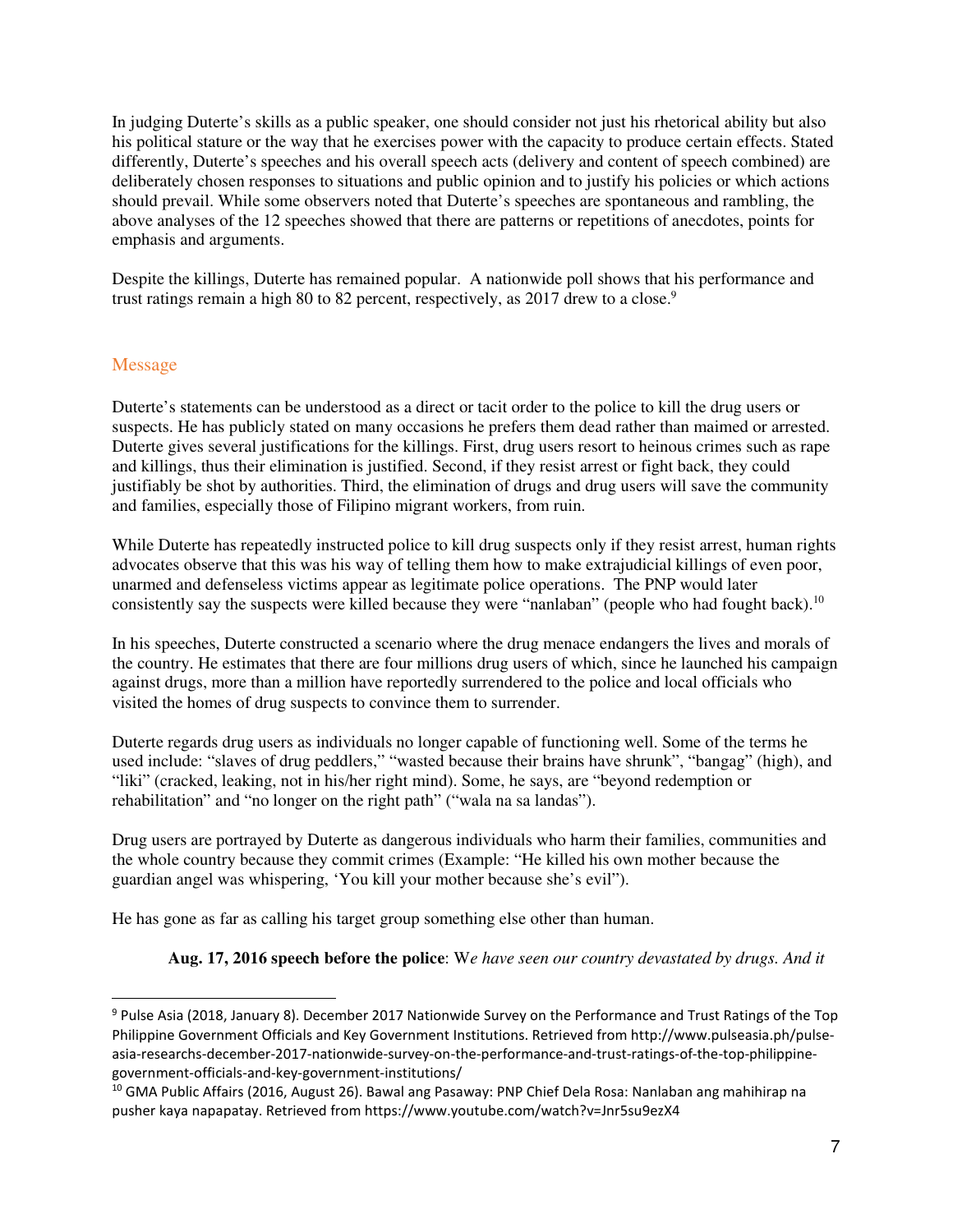In judging Duterte's skills as a public speaker, one should consider not just his rhetorical ability but also his political stature or the way that he exercises power with the capacity to produce certain effects. Stated differently, Duterte's speeches and his overall speech acts (delivery and content of speech combined) are deliberately chosen responses to situations and public opinion and to justify his policies or which actions should prevail. While some observers noted that Duterte's speeches are spontaneous and rambling, the above analyses of the 12 speeches showed that there are patterns or repetitions of anecdotes, points for emphasis and arguments.

Despite the killings, Duterte has remained popular. A nationwide poll shows that his performance and trust ratings remain a high 80 to 82 percent, respectively, as 2017 drew to a close.[9]

## Message

Duterte's statements can be understood as a direct or tacit order to the police to kill the drug users or suspects. He has publicly stated on many occasions he prefers them dead rather than maimed or arrested. Duterte gives several justifications for the killings. First, drug users resort to heinous crimes such as rape and killings, thus their elimination is justified. Second, if they resist arrest or fight back, they could justifiably be shot by authorities. Third, the elimination of drugs and drug users will save the community and families, especially those of Filipino migrant workers, from ruin.

While Duterte has repeatedly instructed police to kill drug suspects only if they resist arrest, human rights advocates observe that this was his way of telling them how to make extrajudicial killings of even poor, unarmed and defenseless victims appear as legitimate police operations. The PNP would later consistently say the suspects were killed because they were "nanlaban" (people who had fought back).[10]

In his speeches, Duterte constructed a scenario where the drug menace endangers the lives and morals of the country. He estimates that there are four millions drug users of which, since he launched his campaign against drugs, more than a million have reportedly surrendered to the police and local officials who visited the homes of drug suspects to convince them to surrender.

Duterte regards drug users as individuals no longer capable of functioning well. Some of the terms he used include: "slaves of drug peddlers," "wasted because their brains have shrunk", "bangag" (high), and "liki" (cracked, leaking, not in his/her right mind). Some, he says, are "beyond redemption or rehabilitation" and "no longer on the right path" ("wala na sa landas").

Drug users are portrayed by Duterte as dangerous individuals who harm their families, communities and the whole country because they commit crimes (Example: "He killed his own mother because the guardian angel was whispering, 'You kill your mother because she's evil").

He has gone as far as calling his target group something else other than human.

> **Aug. 17, 2016 speech before the police**: W*e have seen our country devastated by drugs. And it*

---

[9] Pulse Asia (2018, January 8). December 2017 Nationwide Survey on the Performance and Trust Ratings of the Top Philippine Government Officials and Key Government Institutions. Retrieved from http://www.pulseasia.ph/pulse-asia-researchs-december-2017-nationwide-survey-on-the-performance-and-trust-ratings-of-the-top-philippine-government-officials-and-key-government-institutions/

[10] GMA Public Affairs (2016, August 26). Bawal ang Pasaway: PNP Chief Dela Rosa: Nanlaban ang mahihirap na pusher kaya napapatay. Retrieved from https://www.youtube.com/watch?v=Jnr5su9ezX4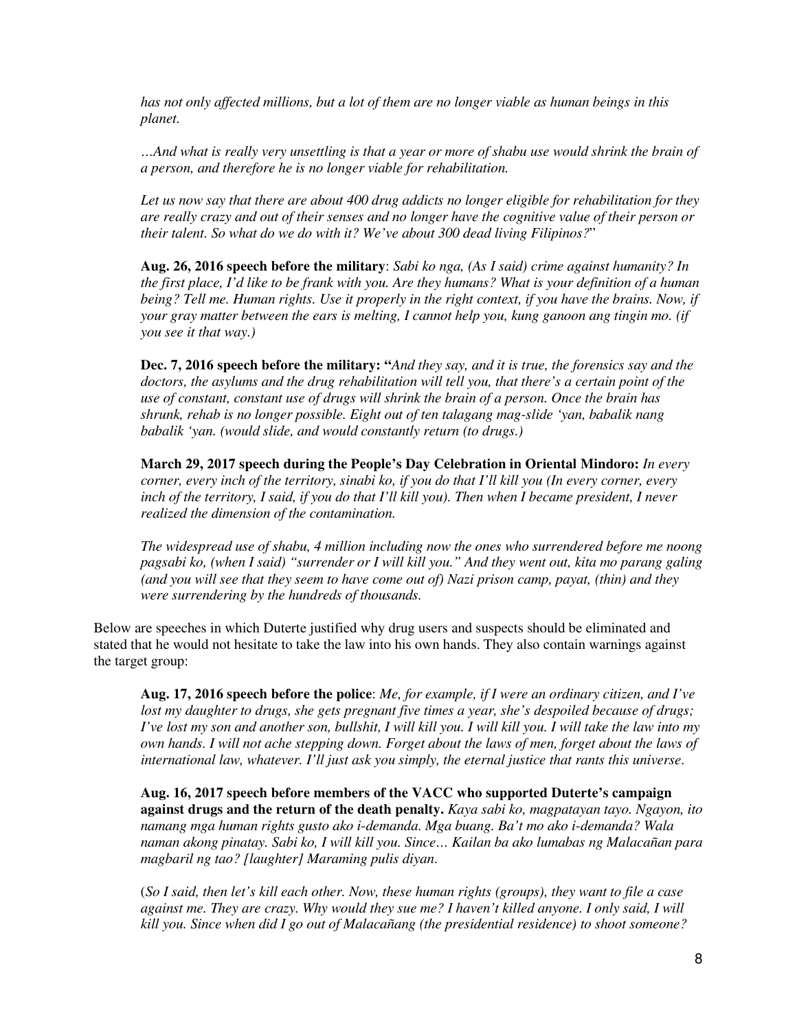*has not only affected millions, but a lot of them are no longer viable as human beings in this planet.*

*…And what is really very unsettling is that a year or more of shabu use would shrink the brain of a person, and therefore he is no longer viable for rehabilitation.*

*Let us now say that there are about 400 drug addicts no longer eligible for rehabilitation for they are really crazy and out of their senses and no longer have the cognitive value of their person or their talent. So what do we do with it? We've about 300 dead living Filipinos?*"

**Aug. 26, 2016 speech before the military**: *Sabi ko nga, (As I said) crime against humanity? In the first place, I'd like to be frank with you. Are they humans? What is your definition of a human being? Tell me. Human rights. Use it properly in the right context, if you have the brains. Now, if your gray matter between the ears is melting, I cannot help you, kung ganoon ang tingin mo. (if you see it that way.)*

**Dec. 7, 2016 speech before the military: "***And they say, and it is true, the forensics say and the doctors, the asylums and the drug rehabilitation will tell you, that there's a certain point of the use of constant, constant use of drugs will shrink the brain of a person. Once the brain has shrunk, rehab is no longer possible. Eight out of ten talagang mag-slide 'yan, babalik nang babalik 'yan. (would slide, and would constantly return (to drugs.)*

**March 29, 2017 speech during the People's Day Celebration in Oriental Mindoro:** *In every corner, every inch of the territory, sinabi ko, if you do that I'll kill you (In every corner, every inch of the territory, I said, if you do that I'll kill you). Then when I became president, I never realized the dimension of the contamination.*

*The widespread use of shabu, 4 million including now the ones who surrendered before me noong pagsabi ko, (when I said) "surrender or I will kill you." And they went out, kita mo parang galing (and you will see that they seem to have come out of) Nazi prison camp, payat, (thin) and they were surrendering by the hundreds of thousands.*

Below are speeches in which Duterte justified why drug users and suspects should be eliminated and stated that he would not hesitate to take the law into his own hands. They also contain warnings against the target group:

**Aug. 17, 2016 speech before the police**: *Me, for example, if I were an ordinary citizen, and I've lost my daughter to drugs, she gets pregnant five times a year, she's despoiled because of drugs; I've lost my son and another son, bullshit, I will kill you. I will kill you. I will take the law into my own hands. I will not ache stepping down. Forget about the laws of men, forget about the laws of international law, whatever. I'll just ask you simply, the eternal justice that rants this universe.*

**Aug. 16, 2017 speech before members of the VACC who supported Duterte's campaign against drugs and the return of the death penalty.** *Kaya sabi ko, magpatayan tayo. Ngayon, ito namang mga human rights gusto ako i-demanda. Mga buang. Ba't mo ako i-demanda? Wala naman akong pinatay. Sabi ko, I will kill you. Since… Kailan ba ako lumabas ng Malacañan para magbaril ng tao? [laughter] Maraming pulis diyan.*

(*So I said, then let's kill each other. Now, these human rights (groups), they want to file a case against me. They are crazy. Why would they sue me? I haven't killed anyone. I only said, I will kill you. Since when did I go out of Malacañang (the presidential residence) to shoot someone?*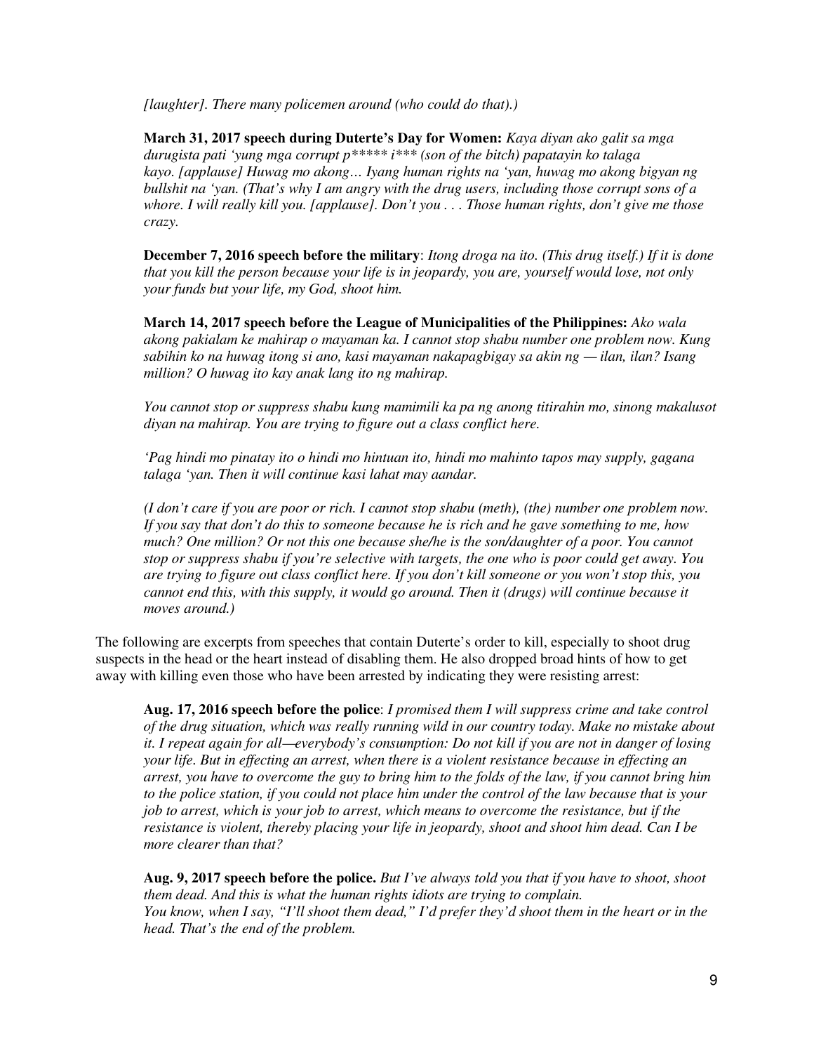*[laughter]. There many policemen around (who could do that).)*

**March 31, 2017 speech during Duterte's Day for Women:** *Kaya diyan ako galit sa mga durugista pati 'yung mga corrupt p***** i*** (son of the bitch) papatayin ko talaga kayo. [applause] Huwag mo akong… Iyang human rights na 'yan, huwag mo akong bigyan ng bullshit na 'yan. (That's why I am angry with the drug users, including those corrupt sons of a whore. I will really kill you. [applause]. Don't you . . . Those human rights, don't give me those crazy.*

**December 7, 2016 speech before the military**: *Itong droga na ito. (This drug itself.) If it is done that you kill the person because your life is in jeopardy, you are, yourself would lose, not only your funds but your life, my God, shoot him.*

**March 14, 2017 speech before the League of Municipalities of the Philippines:** *Ako wala akong pakialam ke mahirap o mayaman ka. I cannot stop shabu number one problem now. Kung sabihin ko na huwag itong si ano, kasi mayaman nakapagbigay sa akin ng — ilan, ilan? Isang million? O huwag ito kay anak lang ito ng mahirap.*

*You cannot stop or suppress shabu kung mamimili ka pa ng anong titirahin mo, sinong makalusot diyan na mahirap. You are trying to figure out a class conflict here.*

*'Pag hindi mo pinatay ito o hindi mo hintuan ito, hindi mo mahinto tapos may supply, gagana talaga 'yan. Then it will continue kasi lahat may aandar.*

*(I don't care if you are poor or rich. I cannot stop shabu (meth), (the) number one problem now. If you say that don't do this to someone because he is rich and he gave something to me, how much? One million? Or not this one because she/he is the son/daughter of a poor. You cannot stop or suppress shabu if you're selective with targets, the one who is poor could get away. You are trying to figure out class conflict here. If you don't kill someone or you won't stop this, you cannot end this, with this supply, it would go around. Then it (drugs) will continue because it moves around.)*

The following are excerpts from speeches that contain Duterte's order to kill, especially to shoot drug suspects in the head or the heart instead of disabling them. He also dropped broad hints of how to get away with killing even those who have been arrested by indicating they were resisting arrest:

**Aug. 17, 2016 speech before the police**: *I promised them I will suppress crime and take control of the drug situation, which was really running wild in our country today. Make no mistake about it. I repeat again for all—everybody's consumption: Do not kill if you are not in danger of losing your life. But in effecting an arrest, when there is a violent resistance because in effecting an arrest, you have to overcome the guy to bring him to the folds of the law, if you cannot bring him to the police station, if you could not place him under the control of the law because that is your job to arrest, which is your job to arrest, which means to overcome the resistance, but if the resistance is violent, thereby placing your life in jeopardy, shoot and shoot him dead. Can I be more clearer than that?*

**Aug. 9, 2017 speech before the police.** *But I've always told you that if you have to shoot, shoot them dead. And this is what the human rights idiots are trying to complain.*
*You know, when I say, "I'll shoot them dead," I'd prefer they'd shoot them in the heart or in the head. That's the end of the problem.*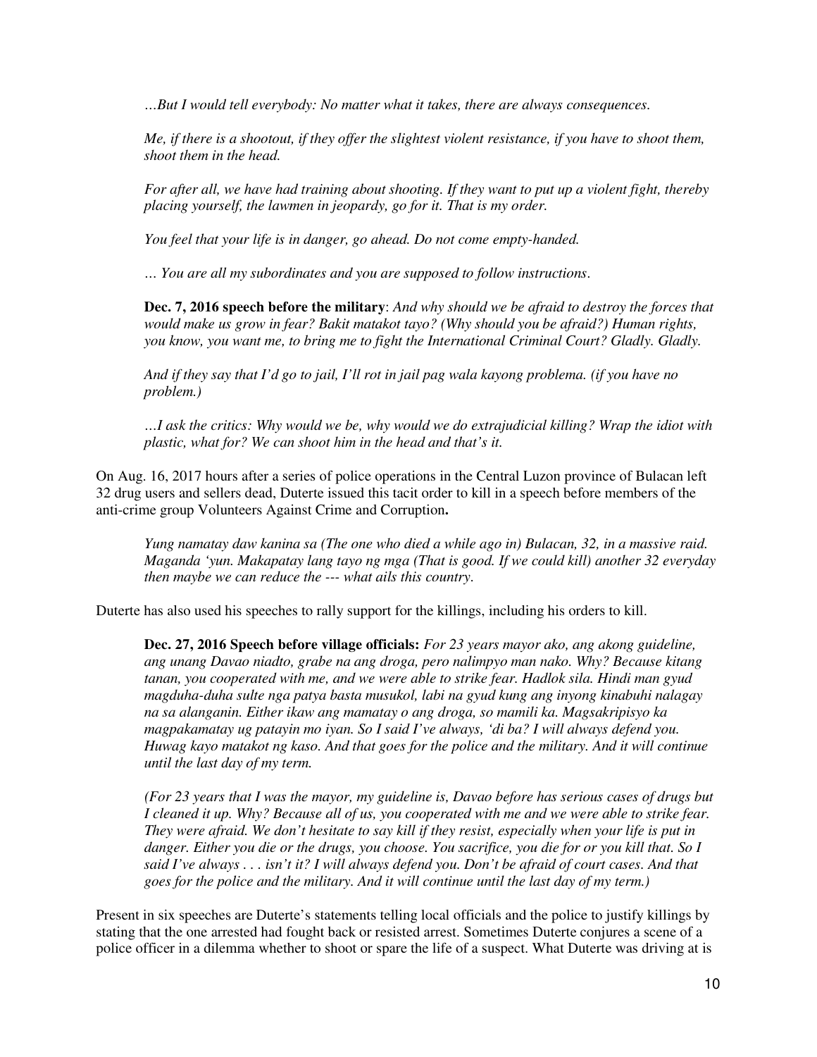*…But I would tell everybody: No matter what it takes, there are always consequences.*

*Me, if there is a shootout, if they offer the slightest violent resistance, if you have to shoot them, shoot them in the head.*

*For after all, we have had training about shooting. If they want to put up a violent fight, thereby placing yourself, the lawmen in jeopardy, go for it. That is my order.*

*You feel that your life is in danger, go ahead. Do not come empty-handed.*

*… You are all my subordinates and you are supposed to follow instructions*.

**Dec. 7, 2016 speech before the military**: *And why should we be afraid to destroy the forces that would make us grow in fear? Bakit matakot tayo? (Why should you be afraid?) Human rights, you know, you want me, to bring me to fight the International Criminal Court? Gladly. Gladly.*

*And if they say that I'd go to jail, I'll rot in jail pag wala kayong problema. (if you have no problem.)*

*…I ask the critics: Why would we be, why would we do extrajudicial killing? Wrap the idiot with plastic, what for? We can shoot him in the head and that's it.*

On Aug. 16, 2017 hours after a series of police operations in the Central Luzon province of Bulacan left 32 drug users and sellers dead, Duterte issued this tacit order to kill in a speech before members of the anti-crime group Volunteers Against Crime and Corruption**.**

*Yung namatay daw kanina sa (The one who died a while ago in) Bulacan, 32, in a massive raid. Maganda 'yun. Makapatay lang tayo ng mga (That is good. If we could kill) another 32 everyday then maybe we can reduce the --- what ails this country.*

Duterte has also used his speeches to rally support for the killings, including his orders to kill.

**Dec. 27, 2016 Speech before village officials:** *For 23 years mayor ako, ang akong guideline, ang unang Davao niadto, grabe na ang droga, pero nalimpyo man nako. Why? Because kitang tanan, you cooperated with me, and we were able to strike fear. Hadlok sila. Hindi man gyud magduha-duha sulte nga patya basta musukol, labi na gyud kung ang inyong kinabuhi nalagay na sa alanganin. Either ikaw ang mamatay o ang droga, so mamili ka. Magsakripisyo ka magpakamatay ug patayin mo iyan. So I said I've always, 'di ba? I will always defend you. Huwag kayo matakot ng kaso. And that goes for the police and the military. And it will continue until the last day of my term.*

*(For 23 years that I was the mayor, my guideline is, Davao before has serious cases of drugs but I cleaned it up. Why? Because all of us, you cooperated with me and we were able to strike fear. They were afraid. We don't hesitate to say kill if they resist, especially when your life is put in danger. Either you die or the drugs, you choose. You sacrifice, you die for or you kill that. So I said I've always . . . isn't it? I will always defend you. Don't be afraid of court cases. And that goes for the police and the military. And it will continue until the last day of my term.)*

Present in six speeches are Duterte's statements telling local officials and the police to justify killings by stating that the one arrested had fought back or resisted arrest. Sometimes Duterte conjures a scene of a police officer in a dilemma whether to shoot or spare the life of a suspect. What Duterte was driving at is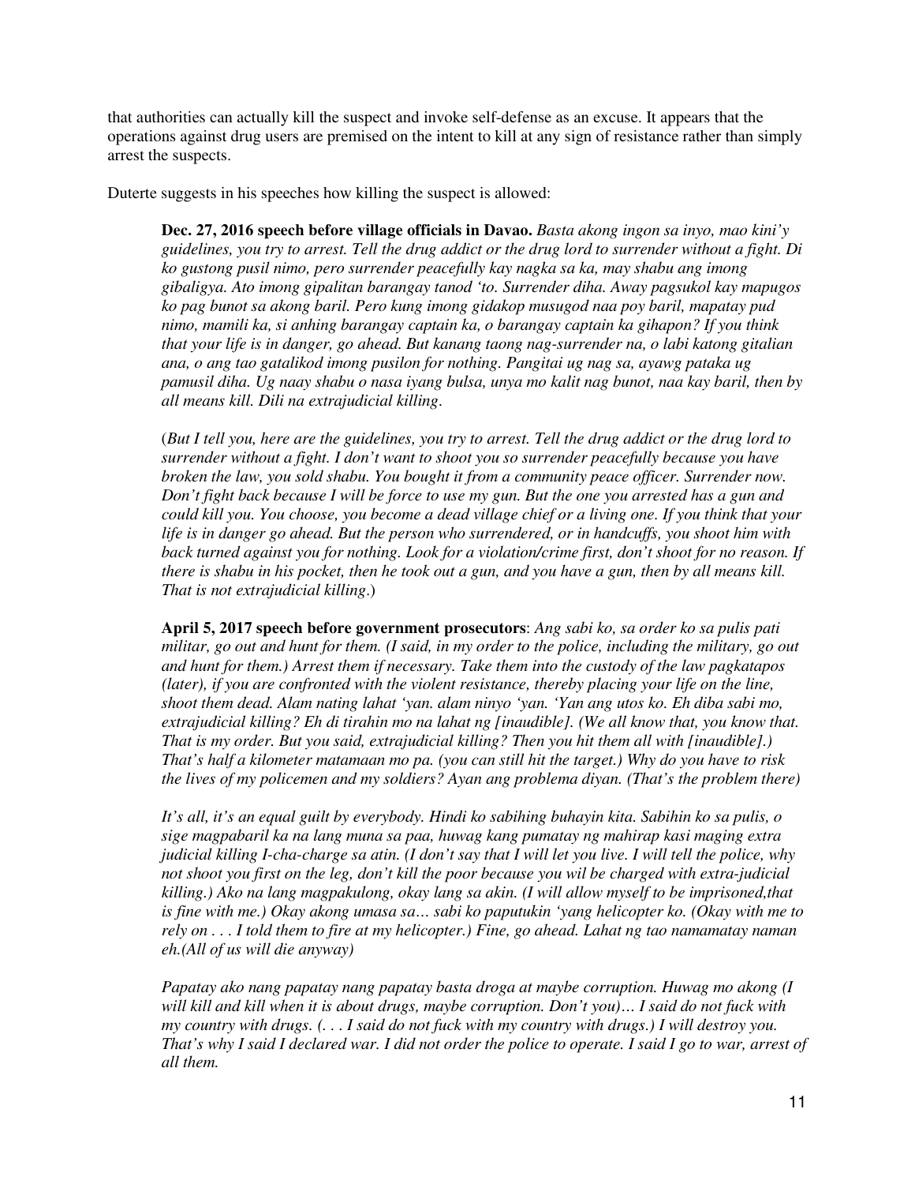that authorities can actually kill the suspect and invoke self-defense as an excuse. It appears that the operations against drug users are premised on the intent to kill at any sign of resistance rather than simply arrest the suspects.

Duterte suggests in his speeches how killing the suspect is allowed:

> **Dec. 27, 2016 speech before village officials in Davao.** *Basta akong ingon sa inyo, mao kini'y guidelines, you try to arrest. Tell the drug addict or the drug lord to surrender without a fight. Di ko gustong pusil nimo, pero surrender peacefully kay nagka sa ka, may shabu ang imong gibaligya. Ato imong gipalitan barangay tanod 'to. Surrender diha. Away pagsukol kay mapugos ko pag bunot sa akong baril. Pero kung imong gidakop musugod naa poy baril, mapatay pud nimo, mamili ka, si anhing barangay captain ka, o barangay captain ka gihapon? If you think that your life is in danger, go ahead. But kanang taong nag-surrender na, o labi katong gitalian ana, o ang tao gatalikod imong pusilon for nothing. Pangitai ug nag sa, ayawg pataka ug pamusil diha. Ug naay shabu o nasa iyang bulsa, unya mo kalit nag bunot, naa kay baril, then by all means kill. Dili na extrajudicial killing.*
>
> (*But I tell you, here are the guidelines, you try to arrest. Tell the drug addict or the drug lord to surrender without a fight. I don't want to shoot you so surrender peacefully because you have broken the law, you sold shabu. You bought it from a community peace officer. Surrender now. Don't fight back because I will be force to use my gun. But the one you arrested has a gun and could kill you. You choose, you become a dead village chief or a living one. If you think that your life is in danger go ahead. But the person who surrendered, or in handcuffs, you shoot him with back turned against you for nothing. Look for a violation/crime first, don't shoot for no reason. If there is shabu in his pocket, then he took out a gun, and you have a gun, then by all means kill. That is not extrajudicial killing*.)
>
> **April 5, 2017 speech before government prosecutors**: *Ang sabi ko, sa order ko sa pulis pati militar, go out and hunt for them. (I said, in my order to the police, including the military, go out and hunt for them.) Arrest them if necessary. Take them into the custody of the law pagkatapos (later), if you are confronted with the violent resistance, thereby placing your life on the line, shoot them dead. Alam nating lahat 'yan. alam ninyo 'yan. 'Yan ang utos ko. Eh diba sabi mo, extrajudicial killing? Eh di tirahin mo na lahat ng [inaudible]. (We all know that, you know that. That is my order. But you said, extrajudicial killing? Then you hit them all with [inaudible].) That's half a kilometer matamaan mo pa. (you can still hit the target.) Why do you have to risk the lives of my policemen and my soldiers? Ayan ang problema diyan. (That's the problem there)*
>
> *It's all, it's an equal guilt by everybody. Hindi ko sabihing buhayin kita. Sabihin ko sa pulis, o sige magpabaril ka na lang muna sa paa, huwag kang pumatay ng mahirap kasi maging extra judicial killing I-cha-charge sa atin. (I don't say that I will let you live. I will tell the police, why not shoot you first on the leg, don't kill the poor because you wil be charged with extra-judicial killing.) Ako na lang magpakulong, okay lang sa akin. (I will allow myself to be imprisoned,that is fine with me.) Okay akong umasa sa… sabi ko paputukin 'yang helicopter ko. (Okay with me to rely on . . . I told them to fire at my helicopter.) Fine, go ahead. Lahat ng tao namamatay naman eh.(All of us will die anyway)*
>
> *Papatay ako nang papatay nang papatay basta droga at maybe corruption. Huwag mo akong (I will kill and kill when it is about drugs, maybe corruption. Don't you)… I said do not fuck with my country with drugs. (. . . I said do not fuck with my country with drugs.) I will destroy you. That's why I said I declared war. I did not order the police to operate. I said I go to war, arrest of all them.*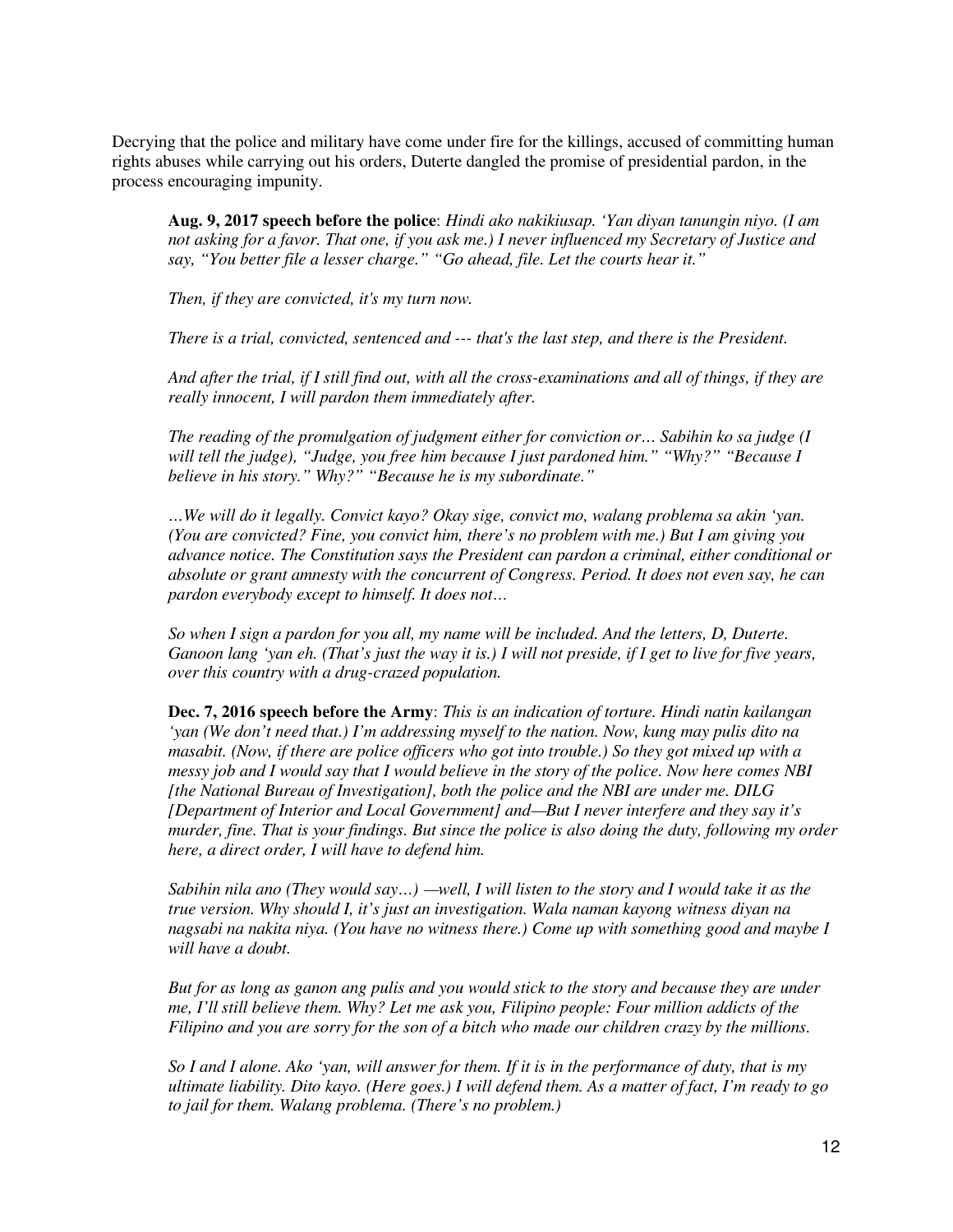Decrying that the police and military have come under fire for the killings, accused of committing human rights abuses while carrying out his orders, Duterte dangled the promise of presidential pardon, in the process encouraging impunity.

> **Aug. 9, 2017 speech before the police**: *Hindi ako nakikiusap. 'Yan diyan tanungin niyo. (I am not asking for a favor. That one, if you ask me.) I never influenced my Secretary of Justice and say, "You better file a lesser charge." "Go ahead, file. Let the courts hear it."*
>
> *Then, if they are convicted, it's my turn now.*
>
> *There is a trial, convicted, sentenced and --- that's the last step, and there is the President.*
>
> *And after the trial, if I still find out, with all the cross-examinations and all of things, if they are really innocent, I will pardon them immediately after.*
>
> *The reading of the promulgation of judgment either for conviction or… Sabihin ko sa judge (I will tell the judge), "Judge, you free him because I just pardoned him." "Why?" "Because I believe in his story." Why?" "Because he is my subordinate."*
>
> *…We will do it legally. Convict kayo? Okay sige, convict mo, walang problema sa akin 'yan. (You are convicted? Fine, you convict him, there's no problem with me.) But I am giving you advance notice. The Constitution says the President can pardon a criminal, either conditional or absolute or grant amnesty with the concurrent of Congress. Period. It does not even say, he can pardon everybody except to himself. It does not…*
>
> *So when I sign a pardon for you all, my name will be included. And the letters, D, Duterte. Ganoon lang 'yan eh. (That's just the way it is.) I will not preside, if I get to live for five years, over this country with a drug-crazed population.*
>
> **Dec. 7, 2016 speech before the Army**: *This is an indication of torture. Hindi natin kailangan 'yan (We don't need that.) I'm addressing myself to the nation. Now, kung may pulis dito na masabit. (Now, if there are police officers who got into trouble.) So they got mixed up with a messy job and I would say that I would believe in the story of the police. Now here comes NBI [the National Bureau of Investigation], both the police and the NBI are under me. DILG [Department of Interior and Local Government] and—But I never interfere and they say it's murder, fine. That is your findings. But since the police is also doing the duty, following my order here, a direct order, I will have to defend him.*
>
> *Sabihin nila ano (They would say…) —well, I will listen to the story and I would take it as the true version. Why should I, it's just an investigation. Wala naman kayong witness diyan na nagsabi na nakita niya. (You have no witness there.) Come up with something good and maybe I will have a doubt.*
>
> *But for as long as ganon ang pulis and you would stick to the story and because they are under me, I'll still believe them. Why? Let me ask you, Filipino people: Four million addicts of the Filipino and you are sorry for the son of a bitch who made our children crazy by the millions.*
>
> *So I and I alone. Ako 'yan, will answer for them. If it is in the performance of duty, that is my ultimate liability. Dito kayo. (Here goes.) I will defend them. As a matter of fact, I'm ready to go to jail for them. Walang problema. (There's no problem.)*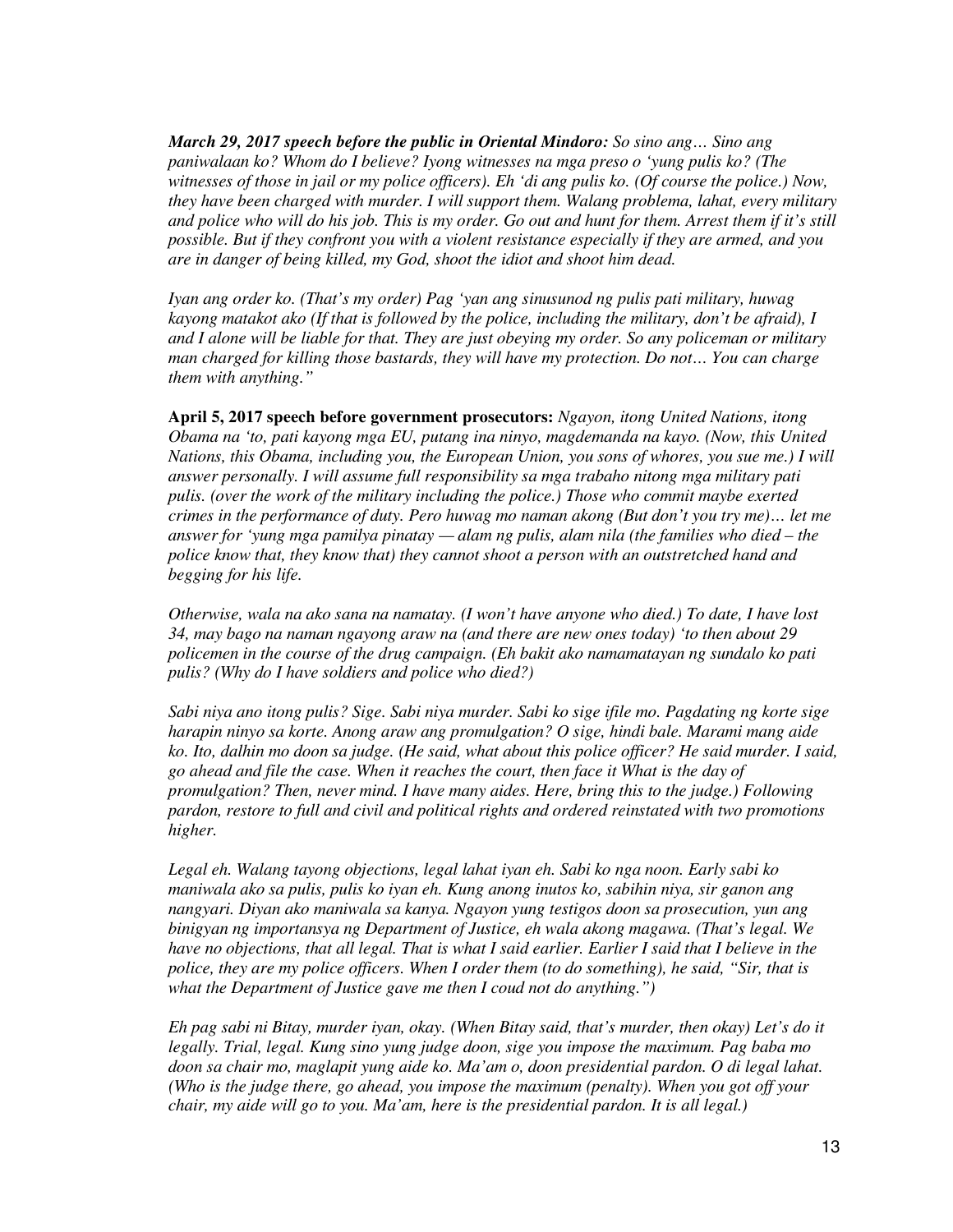***March 29, 2017 speech before the public in Oriental Mindoro:*** *So sino ang… Sino ang paniwalaan ko? Whom do I believe? Iyong witnesses na mga preso o 'yung pulis ko? (The witnesses of those in jail or my police officers). Eh 'di ang pulis ko. (Of course the police.) Now, they have been charged with murder. I will support them. Walang problema, lahat, every military and police who will do his job. This is my order. Go out and hunt for them. Arrest them if it's still possible. But if they confront you with a violent resistance especially if they are armed, and you are in danger of being killed, my God, shoot the idiot and shoot him dead.*

*Iyan ang order ko. (That's my order) Pag 'yan ang sinusunod ng pulis pati military, huwag kayong matakot ako (If that is followed by the police, including the military, don't be afraid), I and I alone will be liable for that. They are just obeying my order. So any policeman or military man charged for killing those bastards, they will have my protection. Do not… You can charge them with anything."*

**April 5, 2017 speech before government prosecutors:** *Ngayon, itong United Nations, itong Obama na 'to, pati kayong mga EU, putang ina ninyo, magdemanda na kayo. (Now, this United Nations, this Obama, including you, the European Union, you sons of whores, you sue me.) I will answer personally. I will assume full responsibility sa mga trabaho nitong mga military pati pulis. (over the work of the military including the police.) Those who commit maybe exerted crimes in the performance of duty. Pero huwag mo naman akong (But don't you try me)… let me answer for 'yung mga pamilya pinatay — alam ng pulis, alam nila (the families who died – the police know that, they know that) they cannot shoot a person with an outstretched hand and begging for his life.*

*Otherwise, wala na ako sana na namatay. (I won't have anyone who died.) To date, I have lost 34, may bago na naman ngayong araw na (and there are new ones today) 'to then about 29 policemen in the course of the drug campaign. (Eh bakit ako namamatayan ng sundalo ko pati pulis? (Why do I have soldiers and police who died?)*

*Sabi niya ano itong pulis? Sige. Sabi niya murder. Sabi ko sige ifile mo. Pagdating ng korte sige harapin ninyo sa korte. Anong araw ang promulgation? O sige, hindi bale. Marami mang aide ko. Ito, dalhin mo doon sa judge. (He said, what about this police officer? He said murder. I said, go ahead and file the case. When it reaches the court, then face it What is the day of promulgation? Then, never mind. I have many aides. Here, bring this to the judge.) Following pardon, restore to full and civil and political rights and ordered reinstated with two promotions higher.*

*Legal eh. Walang tayong objections, legal lahat iyan eh. Sabi ko nga noon. Early sabi ko maniwala ako sa pulis, pulis ko iyan eh. Kung anong inutos ko, sabihin niya, sir ganon ang nangyari. Diyan ako maniwala sa kanya. Ngayon yung testigos doon sa prosecution, yun ang binigyan ng importansya ng Department of Justice, eh wala akong magawa. (That's legal. We have no objections, that all legal. That is what I said earlier. Earlier I said that I believe in the police, they are my police officers. When I order them (to do something), he said, "Sir, that is what the Department of Justice gave me then I coud not do anything.")*

*Eh pag sabi ni Bitay, murder iyan, okay. (When Bitay said, that's murder, then okay) Let's do it legally. Trial, legal. Kung sino yung judge doon, sige you impose the maximum. Pag baba mo doon sa chair mo, maglapit yung aide ko. Ma'am o, doon presidential pardon. O di legal lahat. (Who is the judge there, go ahead, you impose the maximum (penalty). When you got off your chair, my aide will go to you. Ma'am, here is the presidential pardon. It is all legal.)*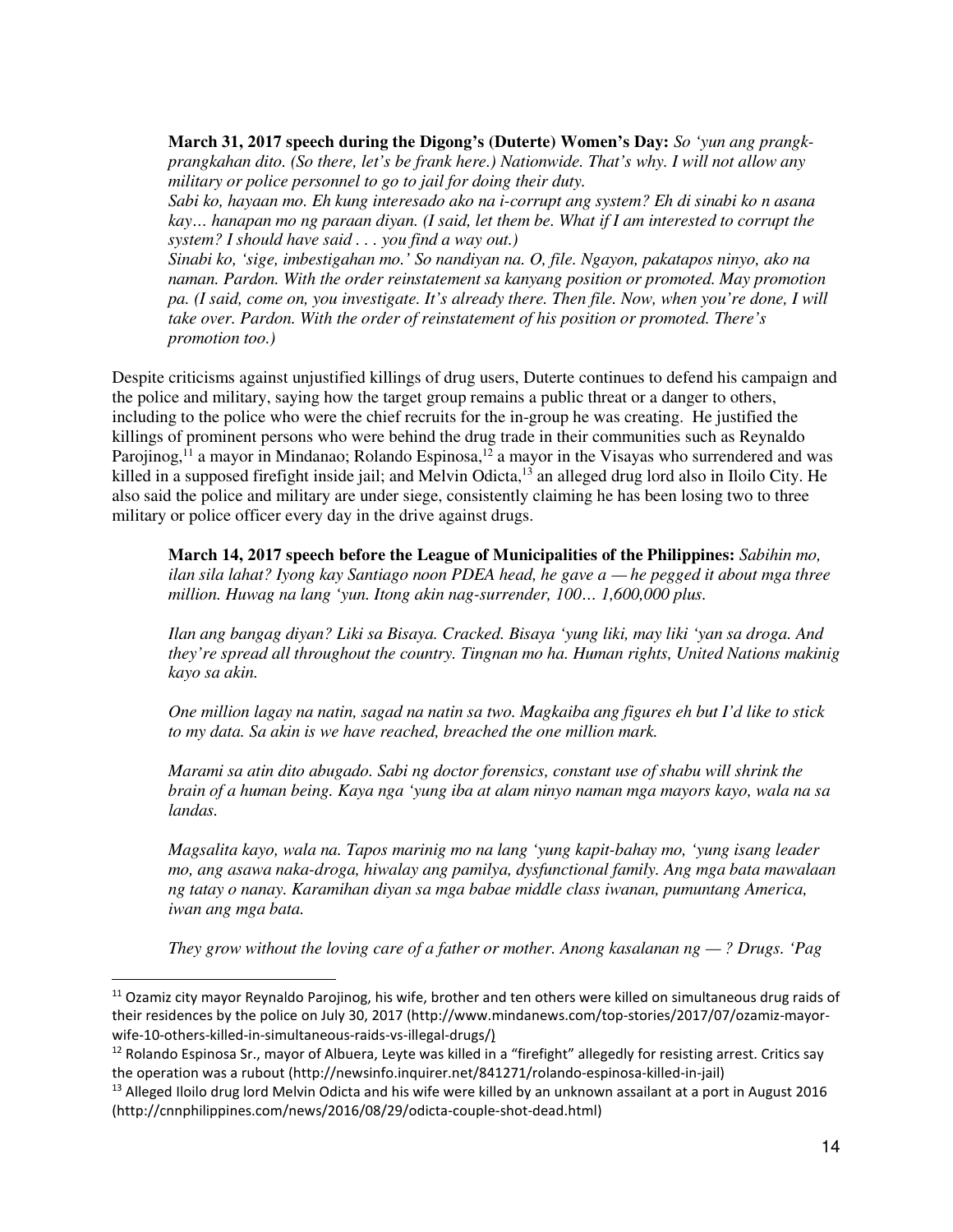**March 31, 2017 speech during the Digong's (Duterte) Women's Day:** *So 'yun ang prangk-prangkahan dito. (So there, let's be frank here.) Nationwide. That's why. I will not allow any military or police personnel to go to jail for doing their duty.*
*Sabi ko, hayaan mo. Eh kung interesado ako na i-corrupt ang system? Eh di sinabi ko n asana kay… hanapan mo ng paraan diyan. (I said, let them be. What if I am interested to corrupt the system? I should have said . . . you find a way out.)*
*Sinabi ko, 'sige, imbestigahan mo.' So nandiyan na. O, file. Ngayon, pakatapos ninyo, ako na naman. Pardon. With the order reinstatement sa kanyang position or promoted. May promotion pa. (I said, come on, you investigate. It's already there. Then file. Now, when you're done, I will take over. Pardon. With the order of reinstatement of his position or promoted. There's promotion too.)*

Despite criticisms against unjustified killings of drug users, Duterte continues to defend his campaign and the police and military, saying how the target group remains a public threat or a danger to others, including to the police who were the chief recruits for the in-group he was creating. He justified the killings of prominent persons who were behind the drug trade in their communities such as Reynaldo Parojinog,[11] a mayor in Mindanao; Rolando Espinosa,[12] a mayor in the Visayas who surrendered and was killed in a supposed firefight inside jail; and Melvin Odicta,[13] an alleged drug lord also in Iloilo City. He also said the police and military are under siege, consistently claiming he has been losing two to three military or police officer every day in the drive against drugs.

**March 14, 2017 speech before the League of Municipalities of the Philippines:** *Sabihin mo, ilan sila lahat? Iyong kay Santiago noon PDEA head, he gave a — he pegged it about mga three million. Huwag na lang 'yun. Itong akin nag-surrender, 100… 1,600,000 plus.*

*Ilan ang bangag diyan? Liki sa Bisaya. Cracked. Bisaya 'yung liki, may liki 'yan sa droga. And they're spread all throughout the country. Tingnan mo ha. Human rights, United Nations makinig kayo sa akin.*

*One million lagay na natin, sagad na natin sa two. Magkaiba ang figures eh but I'd like to stick to my data. Sa akin is we have reached, breached the one million mark.*

*Marami sa atin dito abugado. Sabi ng doctor forensics, constant use of shabu will shrink the brain of a human being. Kaya nga 'yung iba at alam ninyo naman mga mayors kayo, wala na sa landas.*

*Magsalita kayo, wala na. Tapos marinig mo na lang 'yung kapit-bahay mo, 'yung isang leader mo, ang asawa naka-droga, hiwalay ang pamilya, dysfunctional family. Ang mga bata mawalaan ng tatay o nanay. Karamihan diyan sa mga babae middle class iwanan, pumuntang America, iwan ang mga bata.*

*They grow without the loving care of a father or mother. Anong kasalanan ng — ? Drugs. 'Pag*

[11] Ozamiz city mayor Reynaldo Parojinog, his wife, brother and ten others were killed on simultaneous drug raids of their residences by the police on July 30, 2017 (http://www.mindanews.com/top-stories/2017/07/ozamiz-mayor-wife-10-others-killed-in-simultaneous-raids-vs-illegal-drugs/)

[12] Rolando Espinosa Sr., mayor of Albuera, Leyte was killed in a "firefight" allegedly for resisting arrest. Critics say the operation was a rubout (http://newsinfo.inquirer.net/841271/rolando-espinosa-killed-in-jail)

[13] Alleged Iloilo drug lord Melvin Odicta and his wife were killed by an unknown assailant at a port in August 2016 (http://cnnphilippines.com/news/2016/08/29/odicta-couple-shot-dead.html)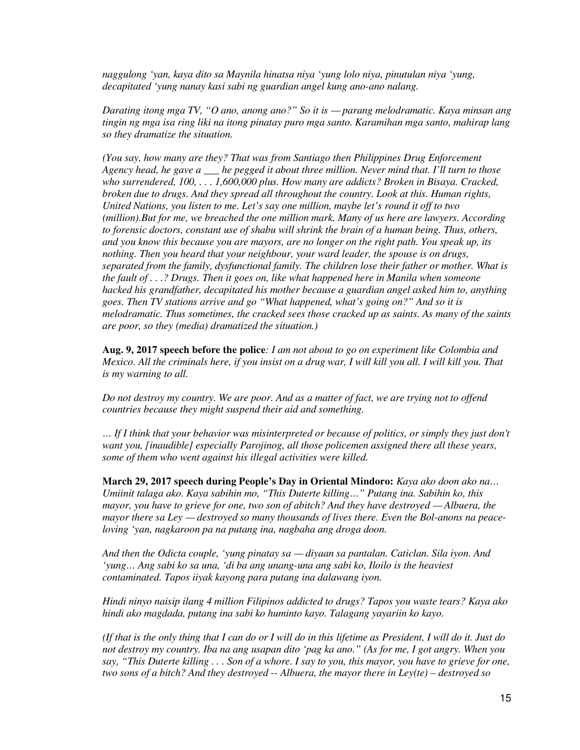*naggulong 'yan, kaya dito sa Maynila hinatsa niya 'yung lolo niya, pinutulan niya 'yung, decapitated 'yung nanay kasi sabi ng guardian angel kung ano-ano nalang.*

*Darating itong mga TV, "O ano, anong ano?" So it is — parang melodramatic. Kaya minsan ang tingin ng mga isa ring liki na itong pinatay puro mga santo. Karamihan mga santo, mahirap lang so they dramatize the situation.*

*(You say, how many are they? That was from Santiago then Philippines Drug Enforcement Agency head, he gave a ___ he pegged it about three million. Never mind that. I'll turn to those who surrendered, 100, . . . 1,600,000 plus. How many are addicts? Broken in Bisaya. Cracked, broken due to drugs. And they spread all throughout the country. Look at this. Human rights, United Nations, you listen to me. Let's say one million, maybe let's round it off to two (million).But for me, we breached the one million mark. Many of us here are lawyers. According to forensic doctors, constant use of shabu will shrink the brain of a human being. Thus, others, and you know this because you are mayors, are no longer on the right path. You speak up, its nothing. Then you heard that your neighbour, your ward leader, the spouse is on drugs, separated from the family, dysfunctional family. The children lose their father or mother. What is the fault of . . .? Drugs. Then it goes on, like what happened here in Manila when someone hacked his grandfather, decapitated his mother because a guardian angel asked him to, anything goes. Then TV stations arrive and go "What happened, what's going on?" And so it is melodramatic. Thus sometimes, the cracked sees those cracked up as saints. As many of the saints are poor, so they (media) dramatized the situation.)*

**Aug. 9, 2017 speech before the police***: I am not about to go on experiment like Colombia and Mexico. All the criminals here, if you insist on a drug war, I will kill you all. I will kill you. That is my warning to all.*

*Do not destroy my country. We are poor. And as a matter of fact, we are trying not to offend countries because they might suspend their aid and something.*

*… If I think that your behavior was misinterpreted or because of politics, or simply they just don't want you, [inaudible] especially Parojinog, all those policemen assigned there all these years, some of them who went against his illegal activities were killed.*

**March 29, 2017 speech during People's Day in Oriental Mindoro:** *Kaya ako doon ako na… Umiinit talaga ako. Kaya sabihin mo, "This Duterte killing…" Putang ina. Sabihin ko, this mayor, you have to grieve for one, two son of abitch? And they have destroyed — Albuera, the mayor there sa Ley — destroyed so many thousands of lives there. Even the Bol-anons na peace-loving 'yan, nagkaroon pa na putang ina, nagbaha ang droga doon.*

*And then the Odicta couple, 'yung pinatay sa — diyaan sa pantalan. Caticlan. Sila iyon. And 'yung… Ang sabi ko sa una, 'di ba ang unang-una ang sabi ko, Iloilo is the heaviest contaminated. Tapos iiyak kayong para putang ina dalawang iyon.*

*Hindi ninyo naisip ilang 4 million Filipinos addicted to drugs? Tapos you waste tears? Kaya ako hindi ako magdada, putang ina sabi ko huminto kayo. Talagang yayariin ko kayo.*

*(If that is the only thing that I can do or I will do in this lifetime as President, I will do it. Just do not destroy my country. Iba na ang usapan dito 'pag ka ano." (As for me, I got angry. When you say, "This Duterte killing . . . Son of a whore. I say to you, this mayor, you have to grieve for one, two sons of a bitch? And they destroyed -- Albuera, the mayor there in Ley(te) – destroyed so*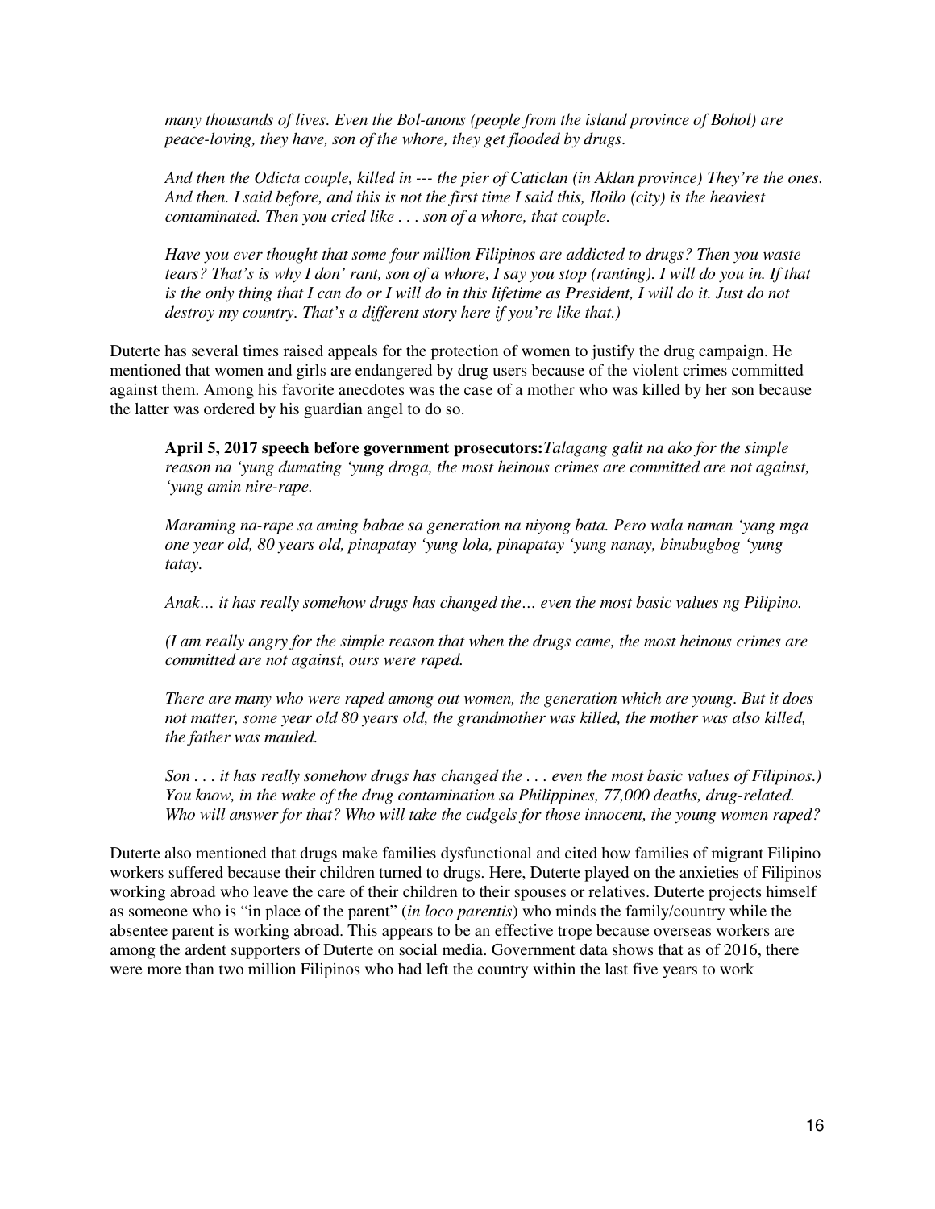*many thousands of lives. Even the Bol-anons (people from the island province of Bohol) are peace-loving, they have, son of the whore, they get flooded by drugs.*

*And then the Odicta couple, killed in --- the pier of Caticlan (in Aklan province) They're the ones. And then. I said before, and this is not the first time I said this, Iloilo (city) is the heaviest contaminated. Then you cried like . . . son of a whore, that couple.*

*Have you ever thought that some four million Filipinos are addicted to drugs? Then you waste tears? That's is why I don' rant, son of a whore, I say you stop (ranting). I will do you in. If that is the only thing that I can do or I will do in this lifetime as President, I will do it. Just do not destroy my country. That's a different story here if you're like that.)*

Duterte has several times raised appeals for the protection of women to justify the drug campaign. He mentioned that women and girls are endangered by drug users because of the violent crimes committed against them. Among his favorite anecdotes was the case of a mother who was killed by her son because the latter was ordered by his guardian angel to do so.

**April 5, 2017 speech before government prosecutors:***Talagang galit na ako for the simple reason na 'yung dumating 'yung droga, the most heinous crimes are committed are not against, 'yung amin nire-rape.*

*Maraming na-rape sa aming babae sa generation na niyong bata. Pero wala naman 'yang mga one year old, 80 years old, pinapatay 'yung lola, pinapatay 'yung nanay, binubugbog 'yung tatay.*

*Anak… it has really somehow drugs has changed the… even the most basic values ng Pilipino.*

*(I am really angry for the simple reason that when the drugs came, the most heinous crimes are committed are not against, ours were raped.*

*There are many who were raped among out women, the generation which are young. But it does not matter, some year old 80 years old, the grandmother was killed, the mother was also killed, the father was mauled.*

*Son . . . it has really somehow drugs has changed the . . . even the most basic values of Filipinos.) You know, in the wake of the drug contamination sa Philippines, 77,000 deaths, drug-related. Who will answer for that? Who will take the cudgels for those innocent, the young women raped?*

Duterte also mentioned that drugs make families dysfunctional and cited how families of migrant Filipino workers suffered because their children turned to drugs. Here, Duterte played on the anxieties of Filipinos working abroad who leave the care of their children to their spouses or relatives. Duterte projects himself as someone who is "in place of the parent" (*in loco parentis*) who minds the family/country while the absentee parent is working abroad. This appears to be an effective trope because overseas workers are among the ardent supporters of Duterte on social media. Government data shows that as of 2016, there were more than two million Filipinos who had left the country within the last five years to work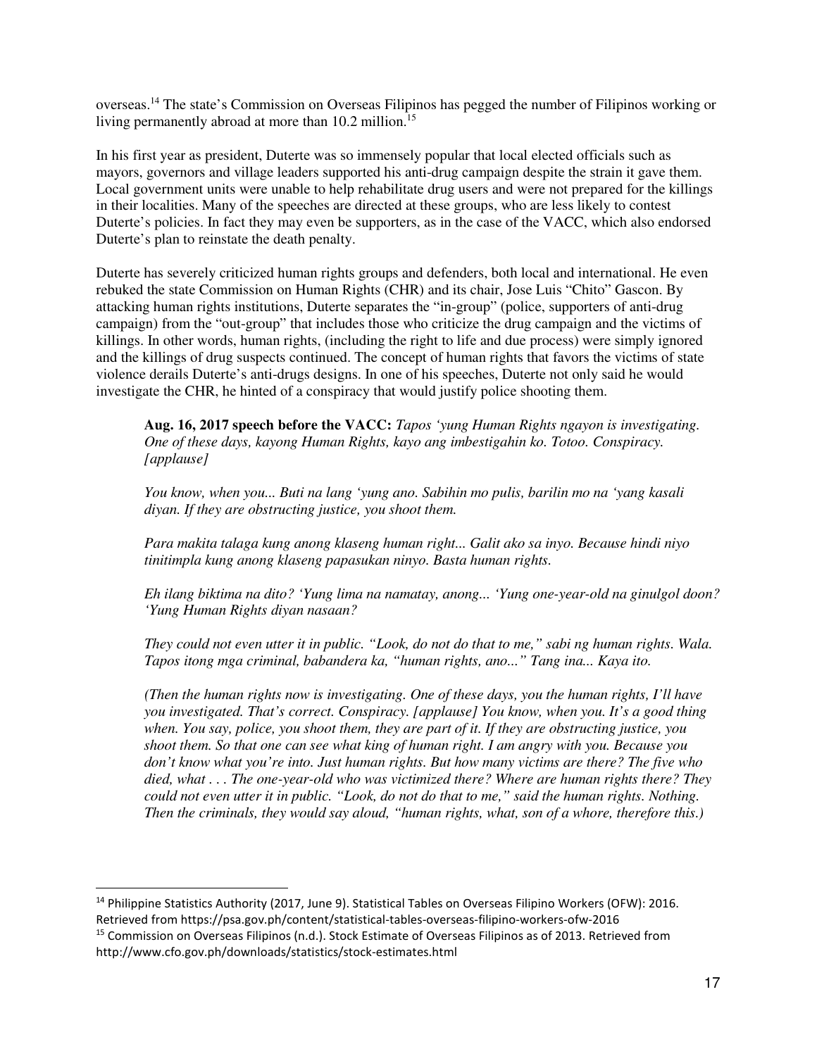overseas.[14] The state's Commission on Overseas Filipinos has pegged the number of Filipinos working or living permanently abroad at more than 10.2 million.[15]

In his first year as president, Duterte was so immensely popular that local elected officials such as mayors, governors and village leaders supported his anti-drug campaign despite the strain it gave them. Local government units were unable to help rehabilitate drug users and were not prepared for the killings in their localities. Many of the speeches are directed at these groups, who are less likely to contest Duterte's policies. In fact they may even be supporters, as in the case of the VACC, which also endorsed Duterte's plan to reinstate the death penalty.

Duterte has severely criticized human rights groups and defenders, both local and international. He even rebuked the state Commission on Human Rights (CHR) and its chair, Jose Luis "Chito" Gascon. By attacking human rights institutions, Duterte separates the "in-group" (police, supporters of anti-drug campaign) from the "out-group" that includes those who criticize the drug campaign and the victims of killings. In other words, human rights, (including the right to life and due process) were simply ignored and the killings of drug suspects continued. The concept of human rights that favors the victims of state violence derails Duterte's anti-drugs designs. In one of his speeches, Duterte not only said he would investigate the CHR, he hinted of a conspiracy that would justify police shooting them.

> **Aug. 16, 2017 speech before the VACC:** *Tapos 'yung Human Rights ngayon is investigating. One of these days, kayong Human Rights, kayo ang imbestigahin ko. Totoo. Conspiracy. [applause]*
>
> *You know, when you... Buti na lang 'yung ano. Sabihin mo pulis, barilin mo na 'yang kasali diyan. If they are obstructing justice, you shoot them.*
>
> *Para makita talaga kung anong klaseng human right... Galit ako sa inyo. Because hindi niyo tinitimpla kung anong klaseng papasukan ninyo. Basta human rights.*
>
> *Eh ilang biktima na dito? 'Yung lima na namatay, anong... 'Yung one-year-old na ginulgol doon? 'Yung Human Rights diyan nasaan?*
>
> *They could not even utter it in public. "Look, do not do that to me," sabi ng human rights. Wala. Tapos itong mga criminal, babandera ka, "human rights, ano..." Tang ina... Kaya ito.*
>
> *(Then the human rights now is investigating. One of these days, you the human rights, I'll have you investigated. That's correct. Conspiracy. [applause] You know, when you. It's a good thing when. You say, police, you shoot them, they are part of it. If they are obstructing justice, you shoot them. So that one can see what king of human right. I am angry with you. Because you don't know what you're into. Just human rights. But how many victims are there? The five who died, what . . . The one-year-old who was victimized there? Where are human rights there? They could not even utter it in public. "Look, do not do that to me," said the human rights. Nothing. Then the criminals, they would say aloud, "human rights, what, son of a whore, therefore this.)*

---

[14] Philippine Statistics Authority (2017, June 9). Statistical Tables on Overseas Filipino Workers (OFW): 2016. Retrieved from https://psa.gov.ph/content/statistical-tables-overseas-filipino-workers-ofw-2016

[15] Commission on Overseas Filipinos (n.d.). Stock Estimate of Overseas Filipinos as of 2013. Retrieved from http://www.cfo.gov.ph/downloads/statistics/stock-estimates.html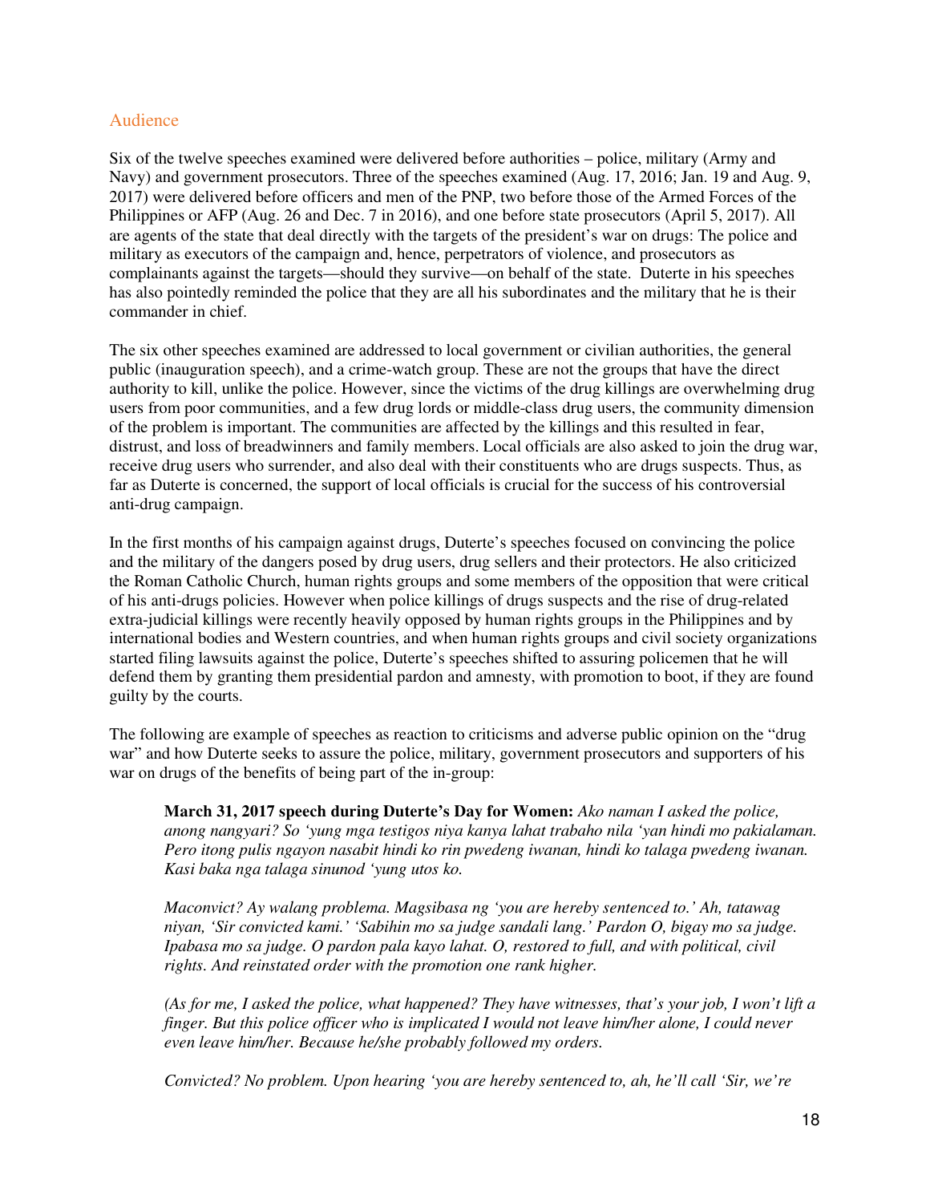## Audience

Six of the twelve speeches examined were delivered before authorities – police, military (Army and Navy) and government prosecutors. Three of the speeches examined (Aug. 17, 2016; Jan. 19 and Aug. 9, 2017) were delivered before officers and men of the PNP, two before those of the Armed Forces of the Philippines or AFP (Aug. 26 and Dec. 7 in 2016), and one before state prosecutors (April 5, 2017). All are agents of the state that deal directly with the targets of the president's war on drugs: The police and military as executors of the campaign and, hence, perpetrators of violence, and prosecutors as complainants against the targets—should they survive—on behalf of the state. Duterte in his speeches has also pointedly reminded the police that they are all his subordinates and the military that he is their commander in chief.

The six other speeches examined are addressed to local government or civilian authorities, the general public (inauguration speech), and a crime-watch group. These are not the groups that have the direct authority to kill, unlike the police. However, since the victims of the drug killings are overwhelming drug users from poor communities, and a few drug lords or middle-class drug users, the community dimension of the problem is important. The communities are affected by the killings and this resulted in fear, distrust, and loss of breadwinners and family members. Local officials are also asked to join the drug war, receive drug users who surrender, and also deal with their constituents who are drugs suspects. Thus, as far as Duterte is concerned, the support of local officials is crucial for the success of his controversial anti-drug campaign.

In the first months of his campaign against drugs, Duterte's speeches focused on convincing the police and the military of the dangers posed by drug users, drug sellers and their protectors. He also criticized the Roman Catholic Church, human rights groups and some members of the opposition that were critical of his anti-drugs policies. However when police killings of drugs suspects and the rise of drug-related extra-judicial killings were recently heavily opposed by human rights groups in the Philippines and by international bodies and Western countries, and when human rights groups and civil society organizations started filing lawsuits against the police, Duterte's speeches shifted to assuring policemen that he will defend them by granting them presidential pardon and amnesty, with promotion to boot, if they are found guilty by the courts.

The following are example of speeches as reaction to criticisms and adverse public opinion on the "drug war" and how Duterte seeks to assure the police, military, government prosecutors and supporters of his war on drugs of the benefits of being part of the in-group:

> **March 31, 2017 speech during Duterte's Day for Women:** *Ako naman I asked the police, anong nangyari? So 'yung mga testigos niya kanya lahat trabaho nila 'yan hindi mo pakialaman. Pero itong pulis ngayon nasabit hindi ko rin pwedeng iwanan, hindi ko talaga pwedeng iwanan. Kasi baka nga talaga sinunod 'yung utos ko.*
>
> *Maconvict? Ay walang problema. Magsibasa ng 'you are hereby sentenced to.' Ah, tatawag niyan, 'Sir convicted kami.' 'Sabihin mo sa judge sandali lang.' Pardon O, bigay mo sa judge. Ipabasa mo sa judge. O pardon pala kayo lahat. O, restored to full, and with political, civil rights. And reinstated order with the promotion one rank higher.*
>
> *(As for me, I asked the police, what happened? They have witnesses, that's your job, I won't lift a finger. But this police officer who is implicated I would not leave him/her alone, I could never even leave him/her. Because he/she probably followed my orders.*
>
> *Convicted? No problem. Upon hearing 'you are hereby sentenced to, ah, he'll call 'Sir, we're*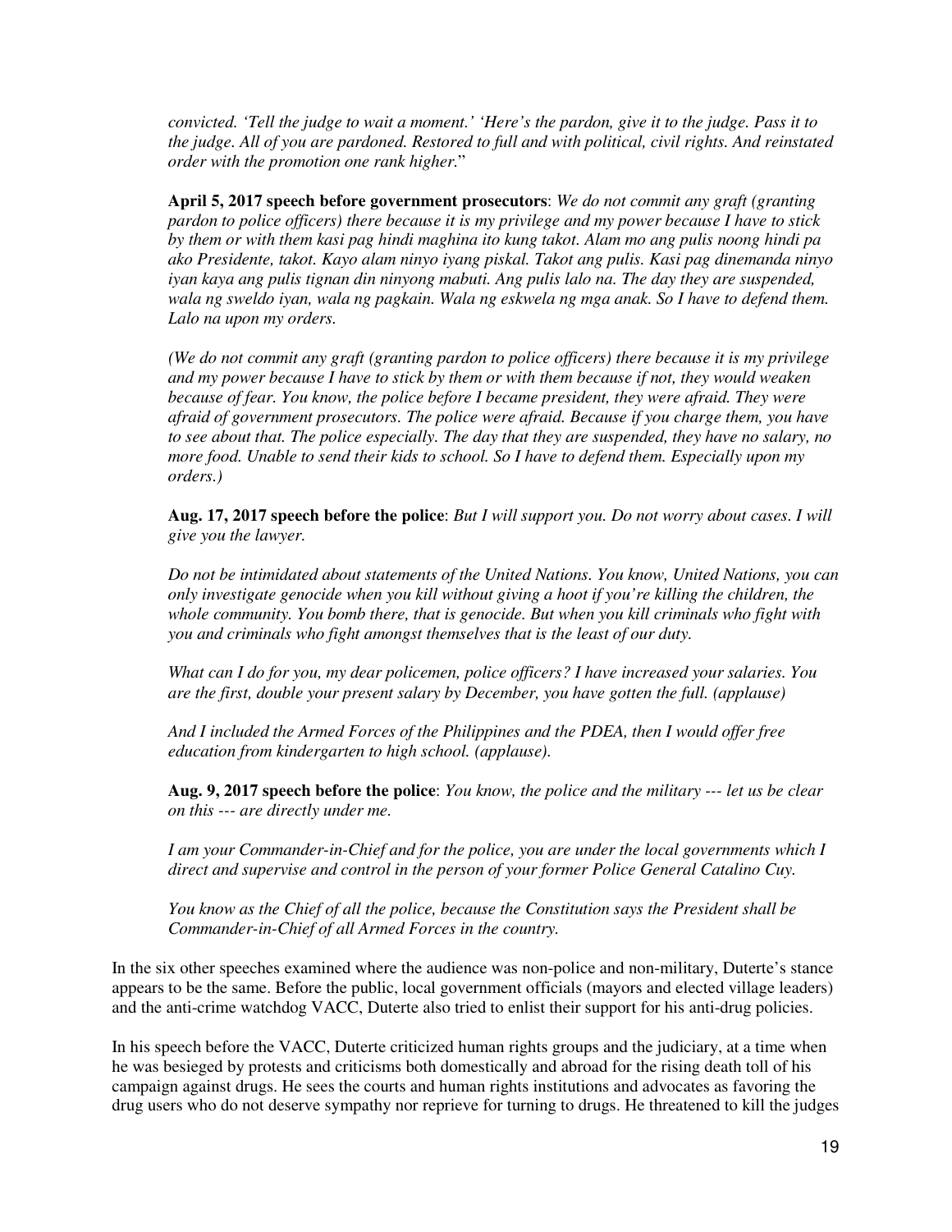*convicted. 'Tell the judge to wait a moment.' 'Here's the pardon, give it to the judge. Pass it to the judge. All of you are pardoned. Restored to full and with political, civil rights. And reinstated order with the promotion one rank higher.*"

**April 5, 2017 speech before government prosecutors**: *We do not commit any graft (granting pardon to police officers) there because it is my privilege and my power because I have to stick by them or with them kasi pag hindi maghina ito kung takot. Alam mo ang pulis noong hindi pa ako Presidente, takot. Kayo alam ninyo iyang piskal. Takot ang pulis. Kasi pag dinemanda ninyo iyan kaya ang pulis tignan din ninyong mabuti. Ang pulis lalo na. The day they are suspended, wala ng sweldo iyan, wala ng pagkain. Wala ng eskwela ng mga anak. So I have to defend them. Lalo na upon my orders.*

*(We do not commit any graft (granting pardon to police officers) there because it is my privilege and my power because I have to stick by them or with them because if not, they would weaken because of fear. You know, the police before I became president, they were afraid. They were afraid of government prosecutors. The police were afraid. Because if you charge them, you have to see about that. The police especially. The day that they are suspended, they have no salary, no more food. Unable to send their kids to school. So I have to defend them. Especially upon my orders.)*

**Aug. 17, 2017 speech before the police**: *But I will support you. Do not worry about cases. I will give you the lawyer.*

*Do not be intimidated about statements of the United Nations. You know, United Nations, you can only investigate genocide when you kill without giving a hoot if you're killing the children, the whole community. You bomb there, that is genocide. But when you kill criminals who fight with you and criminals who fight amongst themselves that is the least of our duty.*

*What can I do for you, my dear policemen, police officers? I have increased your salaries. You are the first, double your present salary by December, you have gotten the full. (applause)*

*And I included the Armed Forces of the Philippines and the PDEA, then I would offer free education from kindergarten to high school. (applause).*

**Aug. 9, 2017 speech before the police**: *You know, the police and the military --- let us be clear on this --- are directly under me.*

*I am your Commander-in-Chief and for the police, you are under the local governments which I direct and supervise and control in the person of your former Police General Catalino Cuy.*

*You know as the Chief of all the police, because the Constitution says the President shall be Commander-in-Chief of all Armed Forces in the country.*

In the six other speeches examined where the audience was non-police and non-military, Duterte's stance appears to be the same. Before the public, local government officials (mayors and elected village leaders) and the anti-crime watchdog VACC, Duterte also tried to enlist their support for his anti-drug policies.

In his speech before the VACC, Duterte criticized human rights groups and the judiciary, at a time when he was besieged by protests and criticisms both domestically and abroad for the rising death toll of his campaign against drugs. He sees the courts and human rights institutions and advocates as favoring the drug users who do not deserve sympathy nor reprieve for turning to drugs. He threatened to kill the judges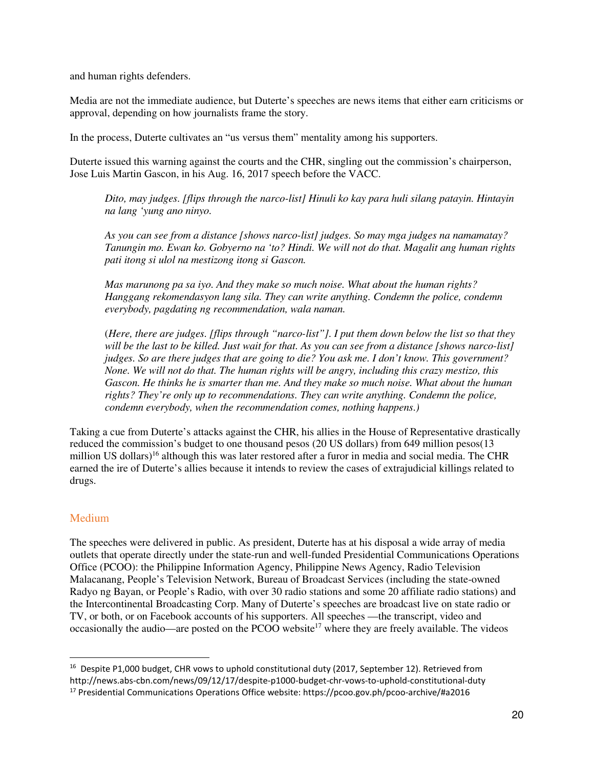and human rights defenders.

Media are not the immediate audience, but Duterte's speeches are news items that either earn criticisms or approval, depending on how journalists frame the story.

In the process, Duterte cultivates an "us versus them" mentality among his supporters.

Duterte issued this warning against the courts and the CHR, singling out the commission's chairperson, Jose Luis Martin Gascon, in his Aug. 16, 2017 speech before the VACC.

> *Dito, may judges. [flips through the narco-list] Hinuli ko kay para huli silang patayin. Hintayin na lang 'yung ano ninyo.*
>
> *As you can see from a distance [shows narco-list] judges. So may mga judges na namamatay? Tanungin mo. Ewan ko. Gobyerno na 'to? Hindi. We will not do that. Magalit ang human rights pati itong si ulol na mestizong itong si Gascon.*
>
> *Mas marunong pa sa iyo. And they make so much noise. What about the human rights? Hanggang rekomendasyon lang sila. They can write anything. Condemn the police, condemn everybody, pagdating ng recommendation, wala naman.*
>
> (*Here, there are judges. [flips through "narco-list"]. I put them down below the list so that they will be the last to be killed. Just wait for that. As you can see from a distance [shows narco-list] judges. So are there judges that are going to die? You ask me. I don't know. This government? None. We will not do that. The human rights will be angry, including this crazy mestizo, this Gascon. He thinks he is smarter than me. And they make so much noise. What about the human rights? They're only up to recommendations. They can write anything. Condemn the police, condemn everybody, when the recommendation comes, nothing happens.*)

Taking a cue from Duterte's attacks against the CHR, his allies in the House of Representative drastically reduced the commission's budget to one thousand pesos (20 US dollars) from 649 million pesos(13 million US dollars)[16] although this was later restored after a furor in media and social media. The CHR earned the ire of Duterte's allies because it intends to review the cases of extrajudicial killings related to drugs.

## Medium

The speeches were delivered in public. As president, Duterte has at his disposal a wide array of media outlets that operate directly under the state-run and well-funded Presidential Communications Operations Office (PCOO): the Philippine Information Agency, Philippine News Agency, Radio Television Malacanang, People's Television Network, Bureau of Broadcast Services (including the state-owned Radyo ng Bayan, or People's Radio, with over 30 radio stations and some 20 affiliate radio stations) and the Intercontinental Broadcasting Corp. Many of Duterte's speeches are broadcast live on state radio or TV, or both, or on Facebook accounts of his supporters. All speeches —the transcript, video and occasionally the audio—are posted on the PCOO website[17] where they are freely available. The videos

---

[16] Despite P1,000 budget, CHR vows to uphold constitutional duty (2017, September 12). Retrieved from http://news.abs-cbn.com/news/09/12/17/despite-p1000-budget-chr-vows-to-uphold-constitutional-duty

[17] Presidential Communications Operations Office website: https://pcoo.gov.ph/pcoo-archive/#a2016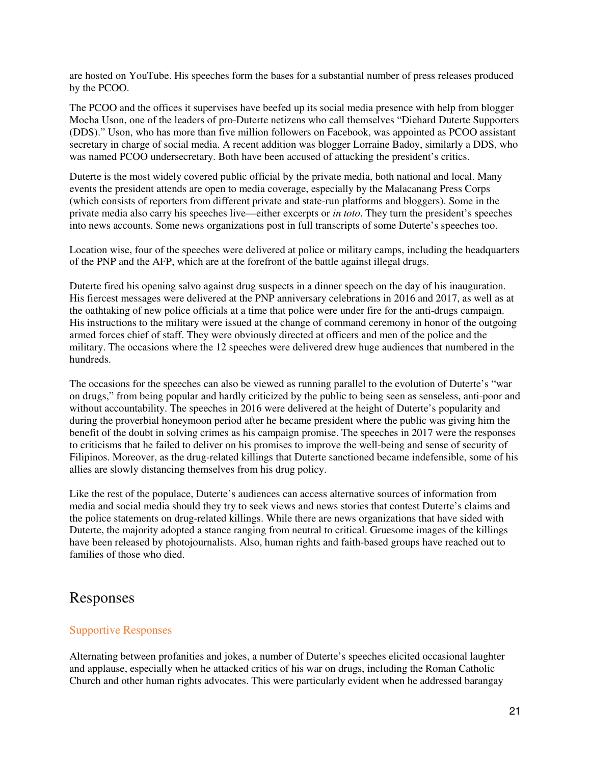are hosted on YouTube. His speeches form the bases for a substantial number of press releases produced by the PCOO.

The PCOO and the offices it supervises have beefed up its social media presence with help from blogger Mocha Uson, one of the leaders of pro-Duterte netizens who call themselves “Diehard Duterte Supporters (DDS).” Uson, who has more than five million followers on Facebook, was appointed as PCOO assistant secretary in charge of social media. A recent addition was blogger Lorraine Badoy, similarly a DDS, who was named PCOO undersecretary. Both have been accused of attacking the president’s critics.

Duterte is the most widely covered public official by the private media, both national and local. Many events the president attends are open to media coverage, especially by the Malacanang Press Corps (which consists of reporters from different private and state-run platforms and bloggers). Some in the private media also carry his speeches live—either excerpts or *in toto*. They turn the president’s speeches into news accounts. Some news organizations post in full transcripts of some Duterte’s speeches too.

Location wise, four of the speeches were delivered at police or military camps, including the headquarters of the PNP and the AFP, which are at the forefront of the battle against illegal drugs.

Duterte fired his opening salvo against drug suspects in a dinner speech on the day of his inauguration. His fiercest messages were delivered at the PNP anniversary celebrations in 2016 and 2017, as well as at the oathtaking of new police officials at a time that police were under fire for the anti-drugs campaign. His instructions to the military were issued at the change of command ceremony in honor of the outgoing armed forces chief of staff. They were obviously directed at officers and men of the police and the military. The occasions where the 12 speeches were delivered drew huge audiences that numbered in the hundreds.

The occasions for the speeches can also be viewed as running parallel to the evolution of Duterte’s “war on drugs,” from being popular and hardly criticized by the public to being seen as senseless, anti-poor and without accountability. The speeches in 2016 were delivered at the height of Duterte’s popularity and during the proverbial honeymoon period after he became president where the public was giving him the benefit of the doubt in solving crimes as his campaign promise. The speeches in 2017 were the responses to criticisms that he failed to deliver on his promises to improve the well-being and sense of security of Filipinos. Moreover, as the drug-related killings that Duterte sanctioned became indefensible, some of his allies are slowly distancing themselves from his drug policy.

Like the rest of the populace, Duterte’s audiences can access alternative sources of information from media and social media should they try to seek views and news stories that contest Duterte’s claims and the police statements on drug-related killings. While there are news organizations that have sided with Duterte, the majority adopted a stance ranging from neutral to critical. Gruesome images of the killings have been released by photojournalists. Also, human rights and faith-based groups have reached out to families of those who died.

## Responses

### Supportive Responses

Alternating between profanities and jokes, a number of Duterte’s speeches elicited occasional laughter and applause, especially when he attacked critics of his war on drugs, including the Roman Catholic Church and other human rights advocates. This were particularly evident when he addressed barangay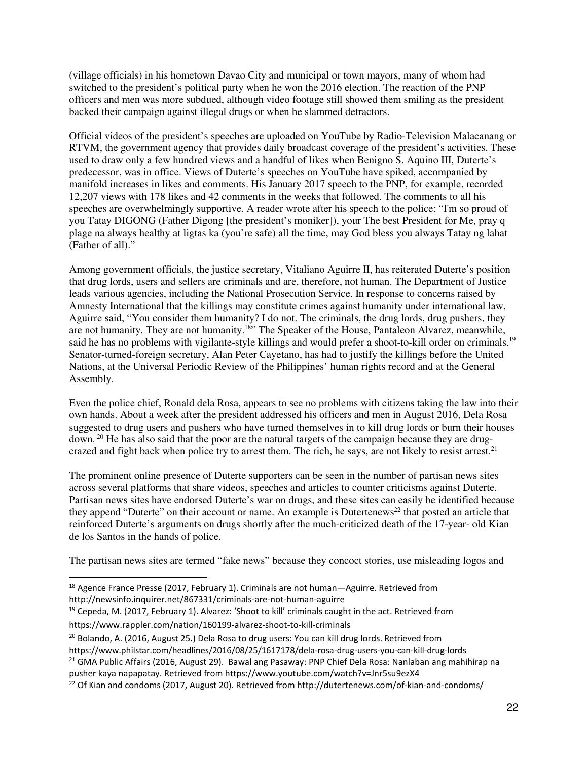(village officials) in his hometown Davao City and municipal or town mayors, many of whom had switched to the president's political party when he won the 2016 election. The reaction of the PNP officers and men was more subdued, although video footage still showed them smiling as the president backed their campaign against illegal drugs or when he slammed detractors.

Official videos of the president's speeches are uploaded on YouTube by Radio-Television Malacanang or RTVM, the government agency that provides daily broadcast coverage of the president's activities. These used to draw only a few hundred views and a handful of likes when Benigno S. Aquino III, Duterte's predecessor, was in office. Views of Duterte's speeches on YouTube have spiked, accompanied by manifold increases in likes and comments. His January 2017 speech to the PNP, for example, recorded 12,207 views with 178 likes and 42 comments in the weeks that followed. The comments to all his speeches are overwhelmingly supportive. A reader wrote after his speech to the police: "I'm so proud of you Tatay DIGONG (Father Digong [the president's moniker]), your The best President for Me, pray q plage na always healthy at ligtas ka (you're safe) all the time, may God bless you always Tatay ng lahat (Father of all)."

Among government officials, the justice secretary, Vitaliano Aguirre II, has reiterated Duterte's position that drug lords, users and sellers are criminals and are, therefore, not human. The Department of Justice leads various agencies, including the National Prosecution Service. In response to concerns raised by Amnesty International that the killings may constitute crimes against humanity under international law, Aguirre said, "You consider them humanity? I do not. The criminals, the drug lords, drug pushers, they are not humanity. They are not humanity.[18]" The Speaker of the House, Pantaleon Alvarez, meanwhile, said he has no problems with vigilante-style killings and would prefer a shoot-to-kill order on criminals.[19] Senator-turned-foreign secretary, Alan Peter Cayetano, has had to justify the killings before the United Nations, at the Universal Periodic Review of the Philippines' human rights record and at the General Assembly.

Even the police chief, Ronald dela Rosa, appears to see no problems with citizens taking the law into their own hands. About a week after the president addressed his officers and men in August 2016, Dela Rosa suggested to drug users and pushers who have turned themselves in to kill drug lords or burn their houses down.[20] He has also said that the poor are the natural targets of the campaign because they are drug-crazed and fight back when police try to arrest them. The rich, he says, are not likely to resist arrest.[21]

The prominent online presence of Duterte supporters can be seen in the number of partisan news sites across several platforms that share videos, speeches and articles to counter criticisms against Duterte. Partisan news sites have endorsed Duterte's war on drugs, and these sites can easily be identified because they append "Duterte" on their account or name. An example is Dutertenews[22] that posted an article that reinforced Duterte's arguments on drugs shortly after the much-criticized death of the 17-year- old Kian de los Santos in the hands of police.

The partisan news sites are termed "fake news" because they concoct stories, use misleading logos and

---

[18] Agence France Presse (2017, February 1). Criminals are not human—Aguirre. Retrieved from http://newsinfo.inquirer.net/867331/criminals-are-not-human-aguirre

[19] Cepeda, M. (2017, February 1). Alvarez: 'Shoot to kill' criminals caught in the act. Retrieved from https://www.rappler.com/nation/160199-alvarez-shoot-to-kill-criminals

[20] Bolando, A. (2016, August 25.) Dela Rosa to drug users: You can kill drug lords. Retrieved from https://www.philstar.com/headlines/2016/08/25/1617178/dela-rosa-drug-users-you-can-kill-drug-lords

[21] GMA Public Affairs (2016, August 29). Bawal ang Pasaway: PNP Chief Dela Rosa: Nanlaban ang mahihirap na pusher kaya napapatay. Retrieved from https://www.youtube.com/watch?v=Jnr5su9ezX4

[22] Of Kian and condoms (2017, August 20). Retrieved from http://dutertenews.com/of-kian-and-condoms/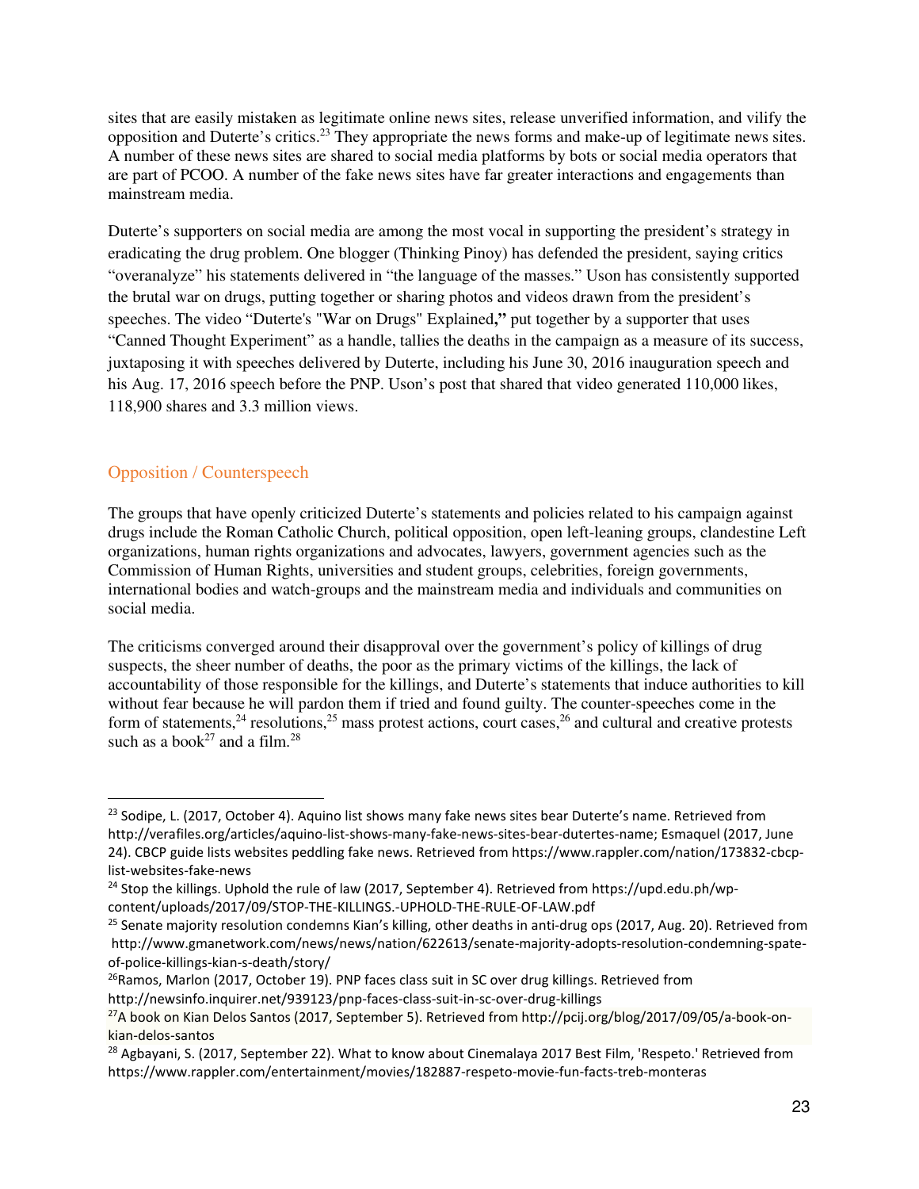sites that are easily mistaken as legitimate online news sites, release unverified information, and vilify the opposition and Duterte's critics.[23] They appropriate the news forms and make-up of legitimate news sites. A number of these news sites are shared to social media platforms by bots or social media operators that are part of PCOO. A number of the fake news sites have far greater interactions and engagements than mainstream media.

Duterte's supporters on social media are among the most vocal in supporting the president's strategy in eradicating the drug problem. One blogger (Thinking Pinoy) has defended the president, saying critics "overanalyze" his statements delivered in "the language of the masses." Uson has consistently supported the brutal war on drugs, putting together or sharing photos and videos drawn from the president's speeches. The video "Duterte's "War on Drugs" Explained**,"** put together by a supporter that uses "Canned Thought Experiment" as a handle, tallies the deaths in the campaign as a measure of its success, juxtaposing it with speeches delivered by Duterte, including his June 30, 2016 inauguration speech and his Aug. 17, 2016 speech before the PNP. Uson's post that shared that video generated 110,000 likes, 118,900 shares and 3.3 million views.

## Opposition / Counterspeech

The groups that have openly criticized Duterte's statements and policies related to his campaign against drugs include the Roman Catholic Church, political opposition, open left-leaning groups, clandestine Left organizations, human rights organizations and advocates, lawyers, government agencies such as the Commission of Human Rights, universities and student groups, celebrities, foreign governments, international bodies and watch-groups and the mainstream media and individuals and communities on social media.

The criticisms converged around their disapproval over the government's policy of killings of drug suspects, the sheer number of deaths, the poor as the primary victims of the killings, the lack of accountability of those responsible for the killings, and Duterte's statements that induce authorities to kill without fear because he will pardon them if tried and found guilty. The counter-speeches come in the form of statements,[24] resolutions,[25] mass protest actions, court cases,[26] and cultural and creative protests such as a book[27] and a film.[28]

---

[23] Sodipe, L. (2017, October 4). Aquino list shows many fake news sites bear Duterte's name. Retrieved from http://verafiles.org/articles/aquino-list-shows-many-fake-news-sites-bear-dutertes-name; Esmaquel (2017, June 24). CBCP guide lists websites peddling fake news. Retrieved from https://www.rappler.com/nation/173832-cbcp-list-websites-fake-news

[24] Stop the killings. Uphold the rule of law (2017, September 4). Retrieved from https://upd.edu.ph/wp-content/uploads/2017/09/STOP-THE-KILLINGS.-UPHOLD-THE-RULE-OF-LAW.pdf

[25] Senate majority resolution condemns Kian's killing, other deaths in anti-drug ops (2017, Aug. 20). Retrieved from http://www.gmanetwork.com/news/news/nation/622613/senate-majority-adopts-resolution-condemning-spate-of-police-killings-kian-s-death/story/

[26] Ramos, Marlon (2017, October 19). PNP faces class suit in SC over drug killings. Retrieved from http://newsinfo.inquirer.net/939123/pnp-faces-class-suit-in-sc-over-drug-killings

[27] A book on Kian Delos Santos (2017, September 5). Retrieved from http://pcij.org/blog/2017/09/05/a-book-on-kian-delos-santos

[28] Agbayani, S. (2017, September 22). What to know about Cinemalaya 2017 Best Film, 'Respeto.' Retrieved from https://www.rappler.com/entertainment/movies/182887-respeto-movie-fun-facts-treb-monteras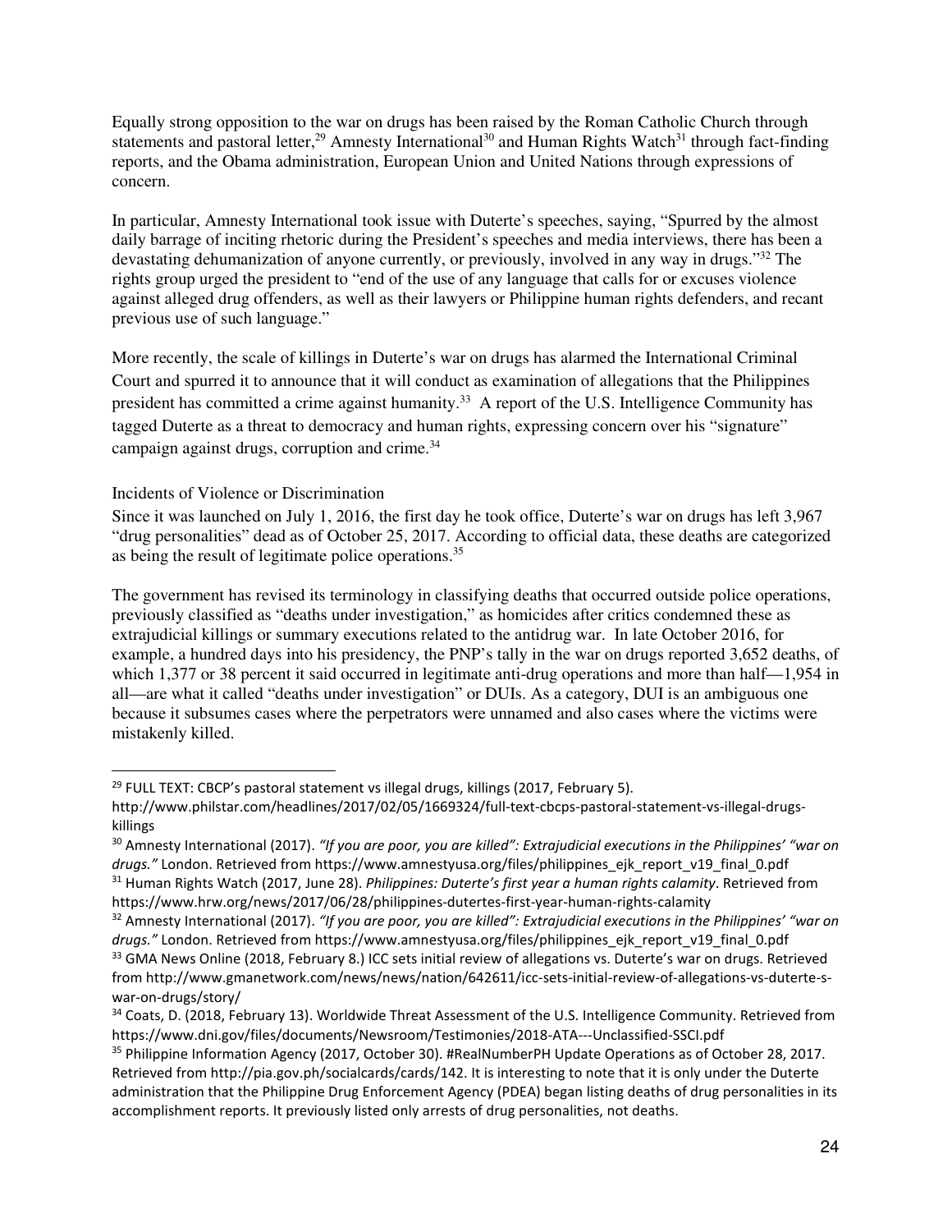Equally strong opposition to the war on drugs has been raised by the Roman Catholic Church through statements and pastoral letter,[29] Amnesty International[30] and Human Rights Watch[31] through fact-finding reports, and the Obama administration, European Union and United Nations through expressions of concern.

In particular, Amnesty International took issue with Duterte's speeches, saying, "Spurred by the almost daily barrage of inciting rhetoric during the President's speeches and media interviews, there has been a devastating dehumanization of anyone currently, or previously, involved in any way in drugs."[32] The rights group urged the president to "end of the use of any language that calls for or excuses violence against alleged drug offenders, as well as their lawyers or Philippine human rights defenders, and recant previous use of such language."

More recently, the scale of killings in Duterte's war on drugs has alarmed the International Criminal Court and spurred it to announce that it will conduct as examination of allegations that the Philippines president has committed a crime against humanity.[33] A report of the U.S. Intelligence Community has tagged Duterte as a threat to democracy and human rights, expressing concern over his "signature" campaign against drugs, corruption and crime.[34]

### Incidents of Violence or Discrimination

Since it was launched on July 1, 2016, the first day he took office, Duterte's war on drugs has left 3,967 "drug personalities" dead as of October 25, 2017. According to official data, these deaths are categorized as being the result of legitimate police operations.[35]

The government has revised its terminology in classifying deaths that occurred outside police operations, previously classified as "deaths under investigation," as homicides after critics condemned these as extrajudicial killings or summary executions related to the antidrug war. In late October 2016, for example, a hundred days into his presidency, the PNP's tally in the war on drugs reported 3,652 deaths, of which 1,377 or 38 percent it said occurred in legitimate anti-drug operations and more than half—1,954 in all—are what it called "deaths under investigation" or DUIs. As a category, DUI is an ambiguous one because it subsumes cases where the perpetrators were unnamed and also cases where the victims were mistakenly killed.

---

[29] FULL TEXT: CBCP's pastoral statement vs illegal drugs, killings (2017, February 5). http://www.philstar.com/headlines/2017/02/05/1669324/full-text-cbcps-pastoral-statement-vs-illegal-drugs-killings

[30] Amnesty International (2017). *"If you are poor, you are killed": Extrajudicial executions in the Philippines' "war on drugs."* London. Retrieved from https://www.amnestyusa.org/files/philippines_ejk_report_v19_final_0.pdf

[31] Human Rights Watch (2017, June 28). *Philippines: Duterte's first year a human rights calamity*. Retrieved from https://www.hrw.org/news/2017/06/28/philippines-dutertes-first-year-human-rights-calamity

[32] Amnesty International (2017). *"If you are poor, you are killed": Extrajudicial executions in the Philippines' "war on drugs."* London. Retrieved from https://www.amnestyusa.org/files/philippines_ejk_report_v19_final_0.pdf

[33] GMA News Online (2018, February 8.) ICC sets initial review of allegations vs. Duterte's war on drugs. Retrieved from http://www.gmanetwork.com/news/news/nation/642611/icc-sets-initial-review-of-allegations-vs-duterte-s-war-on-drugs/story/

[34] Coats, D. (2018, February 13). Worldwide Threat Assessment of the U.S. Intelligence Community. Retrieved from https://www.dni.gov/files/documents/Newsroom/Testimonies/2018-ATA---Unclassified-SSCI.pdf

[35] Philippine Information Agency (2017, October 30). #RealNumberPH Update Operations as of October 28, 2017. Retrieved from http://pia.gov.ph/socialcards/cards/142. It is interesting to note that it is only under the Duterte administration that the Philippine Drug Enforcement Agency (PDEA) began listing deaths of drug personalities in its accomplishment reports. It previously listed only arrests of drug personalities, not deaths.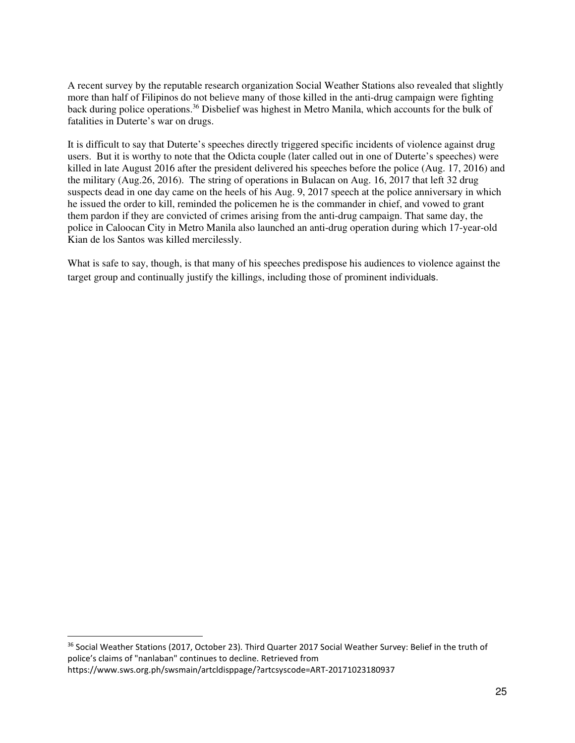A recent survey by the reputable research organization Social Weather Stations also revealed that slightly more than half of Filipinos do not believe many of those killed in the anti-drug campaign were fighting back during police operations.[36] Disbelief was highest in Metro Manila, which accounts for the bulk of fatalities in Duterte's war on drugs.

It is difficult to say that Duterte's speeches directly triggered specific incidents of violence against drug users. But it is worthy to note that the Odicta couple (later called out in one of Duterte's speeches) were killed in late August 2016 after the president delivered his speeches before the police (Aug. 17, 2016) and the military (Aug.26, 2016). The string of operations in Bulacan on Aug. 16, 2017 that left 32 drug suspects dead in one day came on the heels of his Aug. 9, 2017 speech at the police anniversary in which he issued the order to kill, reminded the policemen he is the commander in chief, and vowed to grant them pardon if they are convicted of crimes arising from the anti-drug campaign. That same day, the police in Caloocan City in Metro Manila also launched an anti-drug operation during which 17-year-old Kian de los Santos was killed mercilessly.

What is safe to say, though, is that many of his speeches predispose his audiences to violence against the target group and continually justify the killings, including those of prominent individuals.

---

[36] Social Weather Stations (2017, October 23). Third Quarter 2017 Social Weather Survey: Belief in the truth of police's claims of "nanlaban" continues to decline. Retrieved from https://www.sws.org.ph/swsmain/artcldisppage/?artcsyscode=ART-20171023180937